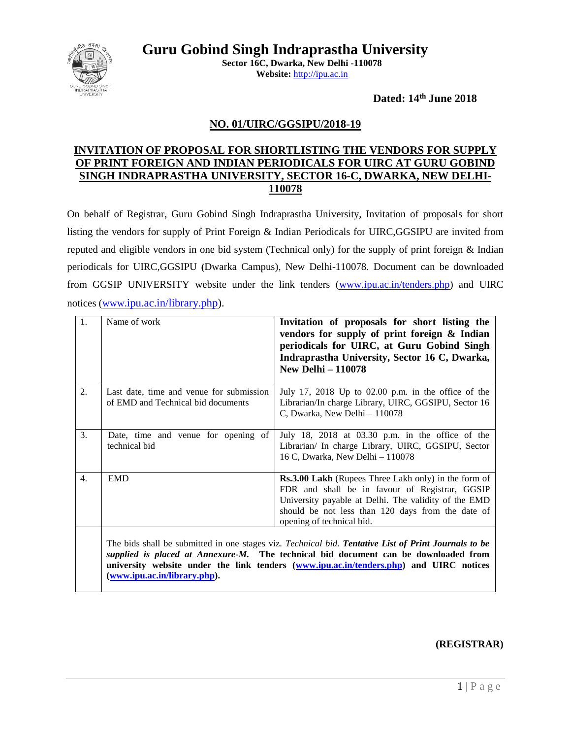# Guru Gobind Singh Indraprastha University

**Sector 16C, Dwarka, New Delhi -110078**
**Website:** http://ipu.ac.in

**Dated: 14th June 2018**

## NO. 01/UIRC/GGSIPU/2018-19

## INVITATION OF PROPOSAL FOR SHORTLISTING THE VENDORS FOR SUPPLY OF PRINT FOREIGN AND INDIAN PERIODICALS FOR UIRC AT GURU GOBIND SINGH INDRAPRASTHA UNIVERSITY, SECTOR 16-C, DWARKA, NEW DELHI-110078

On behalf of Registrar, Guru Gobind Singh Indraprastha University, Invitation of proposals for short listing the vendors for supply of Print Foreign & Indian Periodicals for UIRC,GGSIPU are invited from reputed and eligible vendors in one bid system (Technical only) for the supply of print foreign & Indian periodicals for UIRC,GGSIPU (Dwarka Campus), New Delhi-110078. Document can be downloaded from GGSIP UNIVERSITY website under the link tenders (www.ipu.ac.in/tenders.php) and UIRC notices (www.ipu.ac.in/library.php).

| | | |
|---|---|---|
| 1. | Name of work | **Invitation of proposals for short listing the vendors for supply of print foreign & Indian periodicals for UIRC, at Guru Gobind Singh Indraprastha University, Sector 16 C, Dwarka, New Delhi – 110078** |
| 2. | Last date, time and venue for submission of EMD and Technical bid documents | July 17, 2018 Up to 02.00 p.m. in the office of the Librarian/In charge Library, UIRC, GGSIPU, Sector 16 C, Dwarka, New Delhi – 110078 |
| 3. | Date, time and venue for opening of technical bid | July 18, 2018 at 03.30 p.m. in the office of the Librarian/ In charge Library, UIRC, GGSIPU, Sector 16 C, Dwarka, New Delhi – 110078 |
| 4. | EMD | **Rs.3.00 Lakh** (Rupees Three Lakh only) in the form of FDR and shall be in favour of Registrar, GGSIP University payable at Delhi. The validity of the EMD should be not less than 120 days from the date of opening of technical bid. |
| | The bids shall be submitted in one stages viz. *Technical bid*. ***Tentative List of Print Journals to be supplied is placed at Annexure-M.*** **The technical bid document can be downloaded from university website under the link tenders (www.ipu.ac.in/tenders.php) and UIRC notices (www.ipu.ac.in/library.php).** | |

**(REGISTRAR)**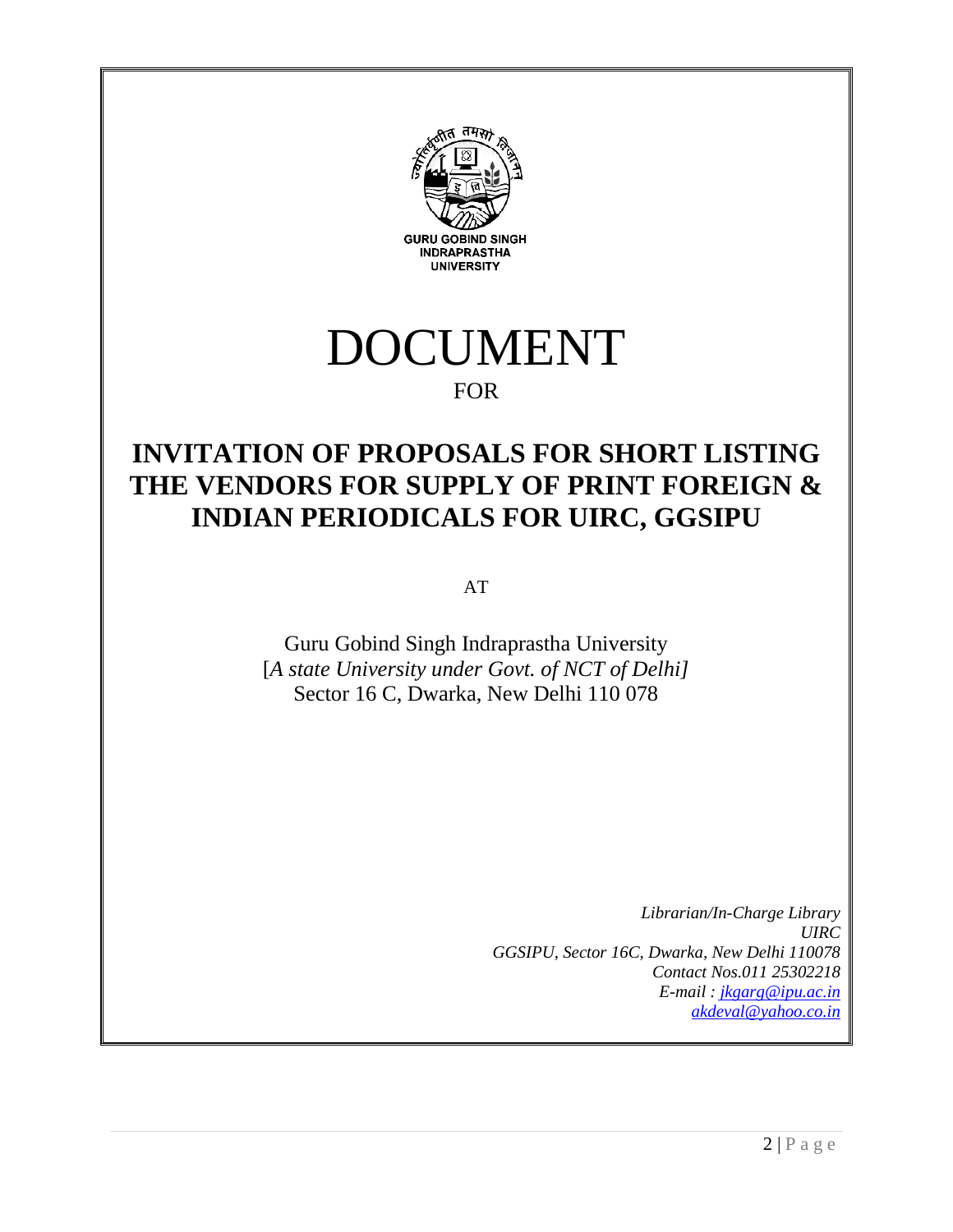GURU GOBIND SINGH
INDRAPRASTHA
UNIVERSITY

# DOCUMENT

FOR

## INVITATION OF PROPOSALS FOR SHORT LISTING THE VENDORS FOR SUPPLY OF PRINT FOREIGN & INDIAN PERIODICALS FOR UIRC, GGSIPU

AT

Guru Gobind Singh Indraprastha University
[*A state University under Govt. of NCT of Delhi]*
Sector 16 C, Dwarka, New Delhi 110 078

*Librarian/In-Charge Library*
*UIRC*
*GGSIPU, Sector 16C, Dwarka, New Delhi 110078*
*Contact Nos.011 25302218*
*E-mail : jkgarg@ipu.ac.in*
*akdeval@yahoo.co.in*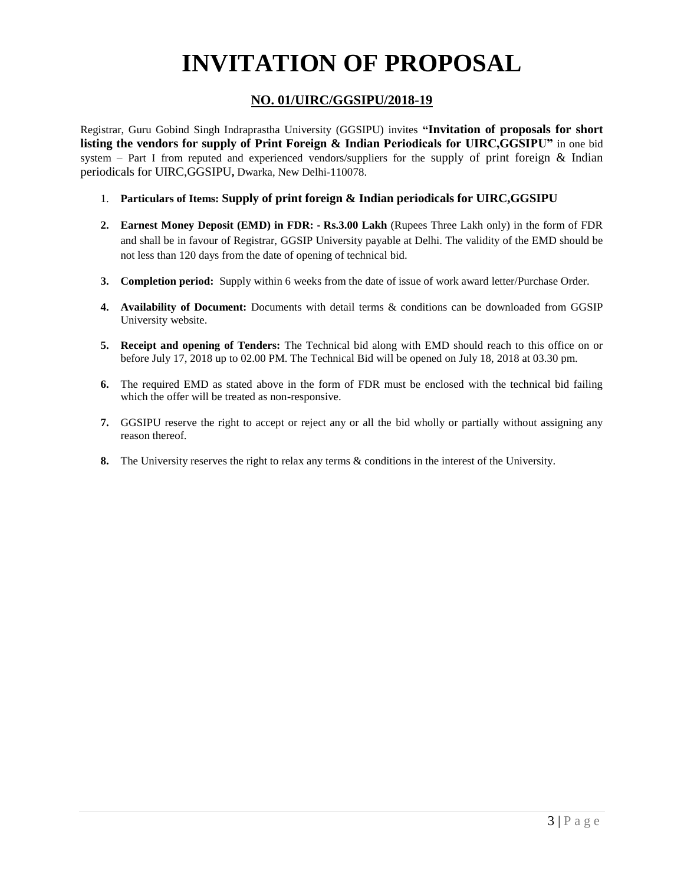# INVITATION OF PROPOSAL

## NO. 01/UIRC/GGSIPU/2018-19

Registrar, Guru Gobind Singh Indraprastha University (GGSIPU) invites **"Invitation of proposals for short listing the vendors for supply of Print Foreign & Indian Periodicals for UIRC,GGSIPU"** in one bid system – Part I from reputed and experienced vendors/suppliers for the supply of print foreign & Indian periodicals for UIRC,GGSIPU**,** Dwarka, New Delhi-110078.

1. **Particulars of Items: Supply of print foreign & Indian periodicals for UIRC,GGSIPU**
2. **Earnest Money Deposit (EMD) in FDR: - Rs.3.00 Lakh** (Rupees Three Lakh only) in the form of FDR and shall be in favour of Registrar, GGSIP University payable at Delhi. The validity of the EMD should be not less than 120 days from the date of opening of technical bid.
3. **Completion period:** Supply within 6 weeks from the date of issue of work award letter/Purchase Order.
4. **Availability of Document:** Documents with detail terms & conditions can be downloaded from GGSIP University website.
5. **Receipt and opening of Tenders:** The Technical bid along with EMD should reach to this office on or before July 17, 2018 up to 02.00 PM. The Technical Bid will be opened on July 18, 2018 at 03.30 pm.
6. The required EMD as stated above in the form of FDR must be enclosed with the technical bid failing which the offer will be treated as non-responsive.
7. GGSIPU reserve the right to accept or reject any or all the bid wholly or partially without assigning any reason thereof.
8. The University reserves the right to relax any terms & conditions in the interest of the University.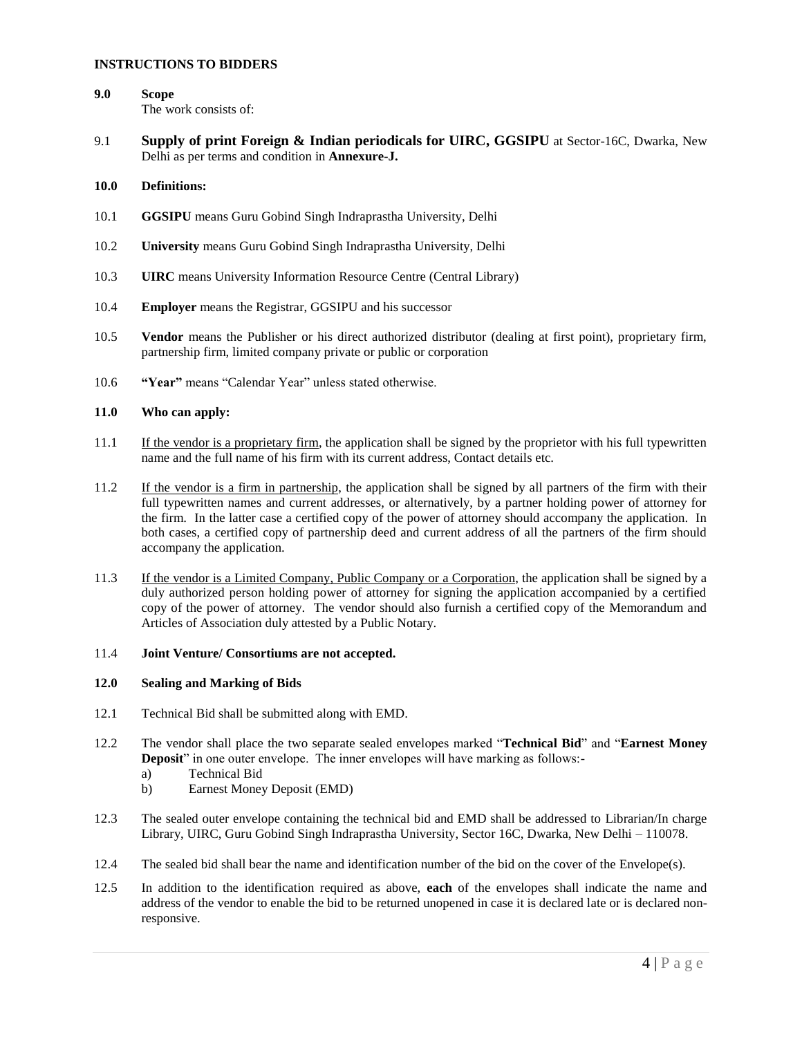**INSTRUCTIONS TO BIDDERS**

**9.0 Scope**

The work consists of:

9.1 **Supply of print Foreign & Indian periodicals for UIRC, GGSIPU** at Sector-16C, Dwarka, New Delhi as per terms and condition in **Annexure-J.**

**10.0 Definitions:**

10.1 **GGSIPU** means Guru Gobind Singh Indraprastha University, Delhi

10.2 **University** means Guru Gobind Singh Indraprastha University, Delhi

10.3 **UIRC** means University Information Resource Centre (Central Library)

10.4 **Employer** means the Registrar, GGSIPU and his successor

10.5 **Vendor** means the Publisher or his direct authorized distributor (dealing at first point), proprietary firm, partnership firm, limited company private or public or corporation

10.6 **"Year"** means "Calendar Year" unless stated otherwise.

**11.0 Who can apply:**

11.1 If the vendor is a proprietary firm, the application shall be signed by the proprietor with his full typewritten name and the full name of his firm with its current address, Contact details etc.

11.2 If the vendor is a firm in partnership, the application shall be signed by all partners of the firm with their full typewritten names and current addresses, or alternatively, by a partner holding power of attorney for the firm. In the latter case a certified copy of the power of attorney should accompany the application. In both cases, a certified copy of partnership deed and current address of all the partners of the firm should accompany the application.

11.3 If the vendor is a Limited Company, Public Company or a Corporation, the application shall be signed by a duly authorized person holding power of attorney for signing the application accompanied by a certified copy of the power of attorney. The vendor should also furnish a certified copy of the Memorandum and Articles of Association duly attested by a Public Notary.

11.4 **Joint Venture/ Consortiums are not accepted.**

**12.0 Sealing and Marking of Bids**

12.1 Technical Bid shall be submitted along with EMD.

12.2 The vendor shall place the two separate sealed envelopes marked "**Technical Bid**" and "**Earnest Money Deposit**" in one outer envelope. The inner envelopes will have marking as follows:-

a) Technical Bid
b) Earnest Money Deposit (EMD)

12.3 The sealed outer envelope containing the technical bid and EMD shall be addressed to Librarian/In charge Library, UIRC, Guru Gobind Singh Indraprastha University, Sector 16C, Dwarka, New Delhi – 110078.

12.4 The sealed bid shall bear the name and identification number of the bid on the cover of the Envelope(s).

12.5 In addition to the identification required as above, **each** of the envelopes shall indicate the name and address of the vendor to enable the bid to be returned unopened in case it is declared late or is declared non-responsive.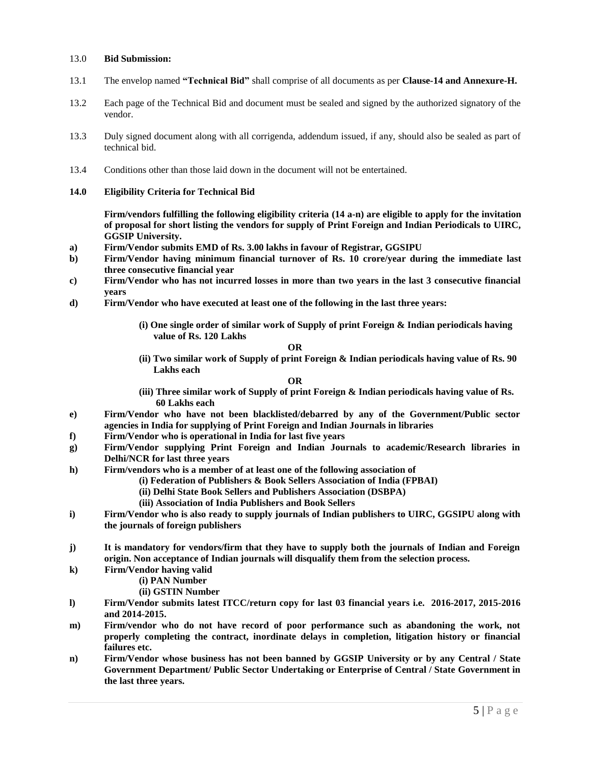13.0 **Bid Submission:**

13.1 The envelop named **"Technical Bid"** shall comprise of all documents as per **Clause-14 and Annexure-H.**

13.2 Each page of the Technical Bid and document must be sealed and signed by the authorized signatory of the vendor.

13.3 Duly signed document along with all corrigenda, addendum issued, if any, should also be sealed as part of technical bid.

13.4 Conditions other than those laid down in the document will not be entertained.

**14.0 Eligibility Criteria for Technical Bid**

**Firm/vendors fulfilling the following eligibility criteria (14 a-n) are eligible to apply for the invitation of proposal for short listing the vendors for supply of Print Foreign and Indian Periodicals to UIRC, GGSIP University.**

**a) Firm/Vendor submits EMD of Rs. 3.00 lakhs in favour of Registrar, GGSIPU**

**b) Firm/Vendor having minimum financial turnover of Rs. 10 crore/year during the immediate last three consecutive financial year**

**c) Firm/Vendor who has not incurred losses in more than two years in the last 3 consecutive financial years**

**d) Firm/Vendor who have executed at least one of the following in the last three years:**

**(i) One single order of similar work of Supply of print Foreign & Indian periodicals having value of Rs. 120 Lakhs**

**OR**

**(ii) Two similar work of Supply of print Foreign & Indian periodicals having value of Rs. 90 Lakhs each**

**OR**

**(iii) Three similar work of Supply of print Foreign & Indian periodicals having value of Rs. 60 Lakhs each**

**e) Firm/Vendor who have not been blacklisted/debarred by any of the Government/Public sector agencies in India for supplying of Print Foreign and Indian Journals in libraries**

**f) Firm/Vendor who is operational in India for last five years**

**g) Firm/Vendor supplying Print Foreign and Indian Journals to academic/Research libraries in Delhi/NCR for last three years**

**h) Firm/vendors who is a member of at least one of the following association of**

**(i) Federation of Publishers & Book Sellers Association of India (FPBAI)**

**(ii) Delhi State Book Sellers and Publishers Association (DSBPA)**

**(iii) Association of India Publishers and Book Sellers**

**i) Firm/Vendor who is also ready to supply journals of Indian publishers to UIRC, GGSIPU along with the journals of foreign publishers**

**j) It is mandatory for vendors/firm that they have to supply both the journals of Indian and Foreign origin. Non acceptance of Indian journals will disqualify them from the selection process.**

**k) Firm/Vendor having valid**

**(i) PAN Number**

**(ii) GSTIN Number**

**l) Firm/Vendor submits latest ITCC/return copy for last 03 financial years i.e. 2016-2017, 2015-2016 and 2014-2015.**

**m) Firm/vendor who do not have record of poor performance such as abandoning the work, not properly completing the contract, inordinate delays in completion, litigation history or financial failures etc.**

**n) Firm/Vendor whose business has not been banned by GGSIP University or by any Central / State Government Department/ Public Sector Undertaking or Enterprise of Central / State Government in the last three years.**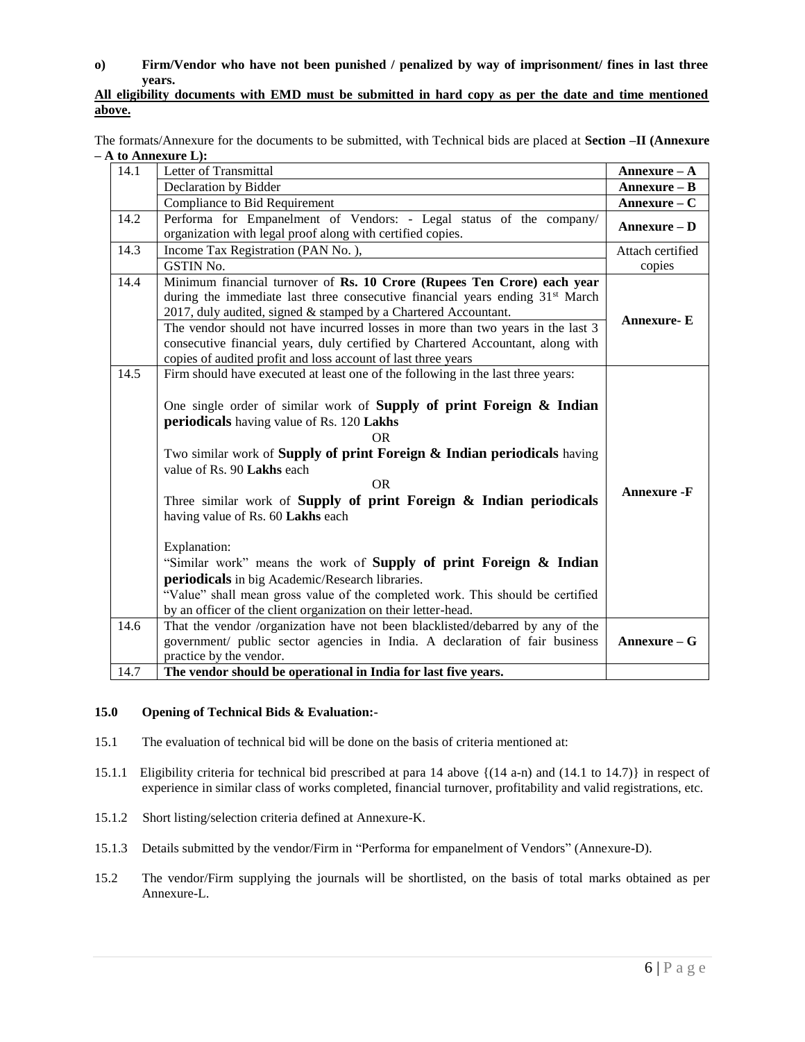**o) Firm/Vendor who have not been punished / penalized by way of imprisonment/ fines in last three years.**

**<u>All eligibility documents with EMD must be submitted in hard copy as per the date and time mentioned above.</u>**

The formats/Annexure for the documents to be submitted, with Technical bids are placed at **Section –II (Annexure – A to Annexure L):**

| | | |
|---|---|---|
| 14.1 | Letter of Transmittal | **Annexure – A** |
| | Declaration by Bidder | **Annexure – B** |
| | Compliance to Bid Requirement | **Annexure – C** |
| 14.2 | Performa for Empanelment of Vendors: - Legal status of the company/ organization with legal proof along with certified copies. | **Annexure – D** |
| 14.3 | Income Tax Registration (PAN No. ), | Attach certified copies |
| | GSTIN No. | |
| 14.4 | Minimum financial turnover of **Rs. 10 Crore (Rupees Ten Crore) each year** during the immediate last three consecutive financial years ending 31st March 2017, duly audited, signed & stamped by a Chartered Accountant.<br>The vendor should not have incurred losses in more than two years in the last 3 consecutive financial years, duly certified by Chartered Accountant, along with copies of audited profit and loss account of last three years | **Annexure- E** |
| 14.5 | Firm should have executed at least one of the following in the last three years:<br><br>One single order of similar work of **Supply of print Foreign & Indian periodicals** having value of Rs. 120 **Lakhs**<br>OR<br>Two similar work of **Supply of print Foreign & Indian periodicals** having value of Rs. 90 **Lakhs** each<br>OR<br>Three similar work of **Supply of print Foreign & Indian periodicals** having value of Rs. 60 **Lakhs** each<br><br>Explanation:<br>"Similar work" means the work of **Supply of print Foreign & Indian periodicals** in big Academic/Research libraries.<br>"Value" shall mean gross value of the completed work. This should be certified by an officer of the client organization on their letter-head. | **Annexure -F** |
| 14.6 | That the vendor /organization have not been blacklisted/debarred by any of the government/ public sector agencies in India. A declaration of fair business practice by the vendor. | **Annexure – G** |
| 14.7 | **The vendor should be operational in India for last five years.** | |

**15.0 Opening of Technical Bids & Evaluation:-**

15.1 The evaluation of technical bid will be done on the basis of criteria mentioned at:

15.1.1 Eligibility criteria for technical bid prescribed at para 14 above {(14 a-n) and (14.1 to 14.7)} in respect of experience in similar class of works completed, financial turnover, profitability and valid registrations, etc.

15.1.2 Short listing/selection criteria defined at Annexure-K.

15.1.3 Details submitted by the vendor/Firm in "Performa for empanelment of Vendors" (Annexure-D).

15.2 The vendor/Firm supplying the journals will be shortlisted, on the basis of total marks obtained as per Annexure-L.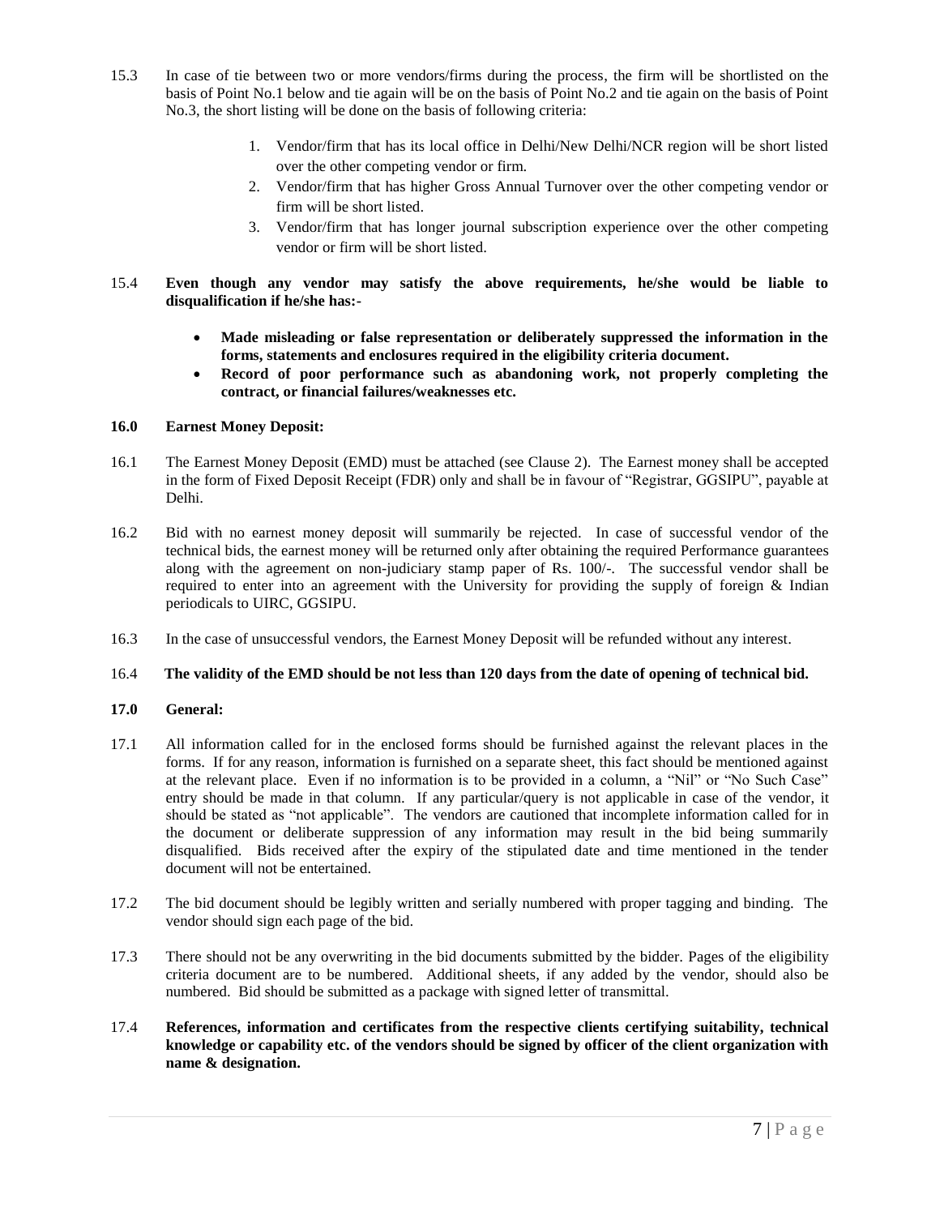15.3 In case of tie between two or more vendors/firms during the process, the firm will be shortlisted on the basis of Point No.1 below and tie again will be on the basis of Point No.2 and tie again on the basis of Point No.3, the short listing will be done on the basis of following criteria:

1. Vendor/firm that has its local office in Delhi/New Delhi/NCR region will be short listed over the other competing vendor or firm.
2. Vendor/firm that has higher Gross Annual Turnover over the other competing vendor or firm will be short listed.
3. Vendor/firm that has longer journal subscription experience over the other competing vendor or firm will be short listed.

15.4 **Even though any vendor may satisfy the above requirements, he/she would be liable to disqualification if he/she has:-**

- **Made misleading or false representation or deliberately suppressed the information in the forms, statements and enclosures required in the eligibility criteria document.**
- **Record of poor performance such as abandoning work, not properly completing the contract, or financial failures/weaknesses etc.**

**16.0 Earnest Money Deposit:**

16.1 The Earnest Money Deposit (EMD) must be attached (see Clause 2). The Earnest money shall be accepted in the form of Fixed Deposit Receipt (FDR) only and shall be in favour of "Registrar, GGSIPU", payable at Delhi.

16.2 Bid with no earnest money deposit will summarily be rejected. In case of successful vendor of the technical bids, the earnest money will be returned only after obtaining the required Performance guarantees along with the agreement on non-judiciary stamp paper of Rs. 100/-. The successful vendor shall be required to enter into an agreement with the University for providing the supply of foreign & Indian periodicals to UIRC, GGSIPU.

16.3 In the case of unsuccessful vendors, the Earnest Money Deposit will be refunded without any interest.

16.4 **The validity of the EMD should be not less than 120 days from the date of opening of technical bid.**

**17.0 General:**

17.1 All information called for in the enclosed forms should be furnished against the relevant places in the forms. If for any reason, information is furnished on a separate sheet, this fact should be mentioned against at the relevant place. Even if no information is to be provided in a column, a "Nil" or "No Such Case" entry should be made in that column. If any particular/query is not applicable in case of the vendor, it should be stated as "not applicable". The vendors are cautioned that incomplete information called for in the document or deliberate suppression of any information may result in the bid being summarily disqualified. Bids received after the expiry of the stipulated date and time mentioned in the tender document will not be entertained.

17.2 The bid document should be legibly written and serially numbered with proper tagging and binding. The vendor should sign each page of the bid.

17.3 There should not be any overwriting in the bid documents submitted by the bidder. Pages of the eligibility criteria document are to be numbered. Additional sheets, if any added by the vendor, should also be numbered. Bid should be submitted as a package with signed letter of transmittal.

17.4 **References, information and certificates from the respective clients certifying suitability, technical knowledge or capability etc. of the vendors should be signed by officer of the client organization with name & designation.**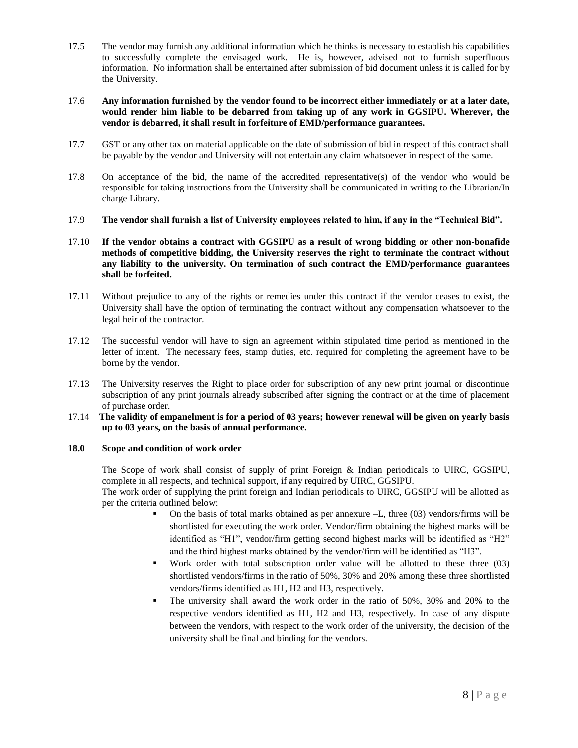17.5 The vendor may furnish any additional information which he thinks is necessary to establish his capabilities to successfully complete the envisaged work. He is, however, advised not to furnish superfluous information. No information shall be entertained after submission of bid document unless it is called for by the University.

17.6 **Any information furnished by the vendor found to be incorrect either immediately or at a later date, would render him liable to be debarred from taking up of any work in GGSIPU. Wherever, the vendor is debarred, it shall result in forfeiture of EMD/performance guarantees.**

17.7 GST or any other tax on material applicable on the date of submission of bid in respect of this contract shall be payable by the vendor and University will not entertain any claim whatsoever in respect of the same.

17.8 On acceptance of the bid, the name of the accredited representative(s) of the vendor who would be responsible for taking instructions from the University shall be communicated in writing to the Librarian/In charge Library.

17.9 **The vendor shall furnish a list of University employees related to him, if any in the "Technical Bid".**

17.10 **If the vendor obtains a contract with GGSIPU as a result of wrong bidding or other non-bonafide methods of competitive bidding, the University reserves the right to terminate the contract without any liability to the university. On termination of such contract the EMD/performance guarantees shall be forfeited.**

17.11 Without prejudice to any of the rights or remedies under this contract if the vendor ceases to exist, the University shall have the option of terminating the contract without any compensation whatsoever to the legal heir of the contractor.

17.12 The successful vendor will have to sign an agreement within stipulated time period as mentioned in the letter of intent. The necessary fees, stamp duties, etc. required for completing the agreement have to be borne by the vendor.

17.13 The University reserves the Right to place order for subscription of any new print journal or discontinue subscription of any print journals already subscribed after signing the contract or at the time of placement of purchase order.

17.14 **The validity of empanelment is for a period of 03 years; however renewal will be given on yearly basis up to 03 years, on the basis of annual performance.**

**18.0 Scope and condition of work order**

The Scope of work shall consist of supply of print Foreign & Indian periodicals to UIRC, GGSIPU, complete in all respects, and technical support, if any required by UIRC, GGSIPU.
The work order of supplying the print foreign and Indian periodicals to UIRC, GGSIPU will be allotted as per the criteria outlined below:

- On the basis of total marks obtained as per annexure –L, three (03) vendors/firms will be shortlisted for executing the work order. Vendor/firm obtaining the highest marks will be identified as "H1", vendor/firm getting second highest marks will be identified as "H2" and the third highest marks obtained by the vendor/firm will be identified as "H3".
- Work order with total subscription order value will be allotted to these three (03) shortlisted vendors/firms in the ratio of 50%, 30% and 20% among these three shortlisted vendors/firms identified as H1, H2 and H3, respectively.
- The university shall award the work order in the ratio of 50%, 30% and 20% to the respective vendors identified as H1, H2 and H3, respectively. In case of any dispute between the vendors, with respect to the work order of the university, the decision of the university shall be final and binding for the vendors.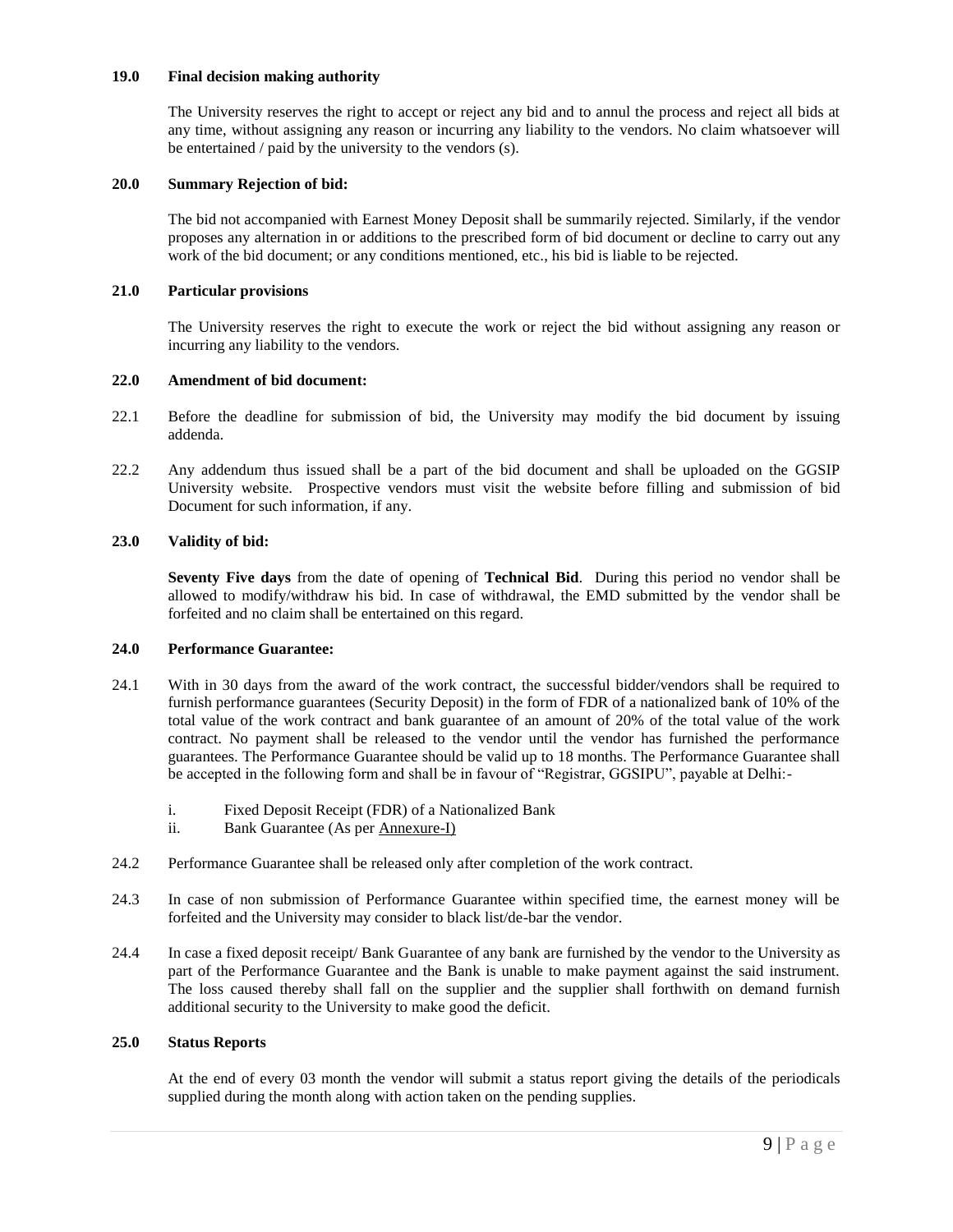**19.0 Final decision making authority**

The University reserves the right to accept or reject any bid and to annul the process and reject all bids at any time, without assigning any reason or incurring any liability to the vendors. No claim whatsoever will be entertained / paid by the university to the vendors (s).

**20.0 Summary Rejection of bid:**

The bid not accompanied with Earnest Money Deposit shall be summarily rejected. Similarly, if the vendor proposes any alternation in or additions to the prescribed form of bid document or decline to carry out any work of the bid document; or any conditions mentioned, etc., his bid is liable to be rejected.

**21.0 Particular provisions**

The University reserves the right to execute the work or reject the bid without assigning any reason or incurring any liability to the vendors.

**22.0 Amendment of bid document:**

22.1 Before the deadline for submission of bid, the University may modify the bid document by issuing addenda.

22.2 Any addendum thus issued shall be a part of the bid document and shall be uploaded on the GGSIP University website. Prospective vendors must visit the website before filling and submission of bid Document for such information, if any.

**23.0 Validity of bid:**

**Seventy Five days** from the date of opening of **Technical Bid**. During this period no vendor shall be allowed to modify/withdraw his bid. In case of withdrawal, the EMD submitted by the vendor shall be forfeited and no claim shall be entertained on this regard.

**24.0 Performance Guarantee:**

24.1 With in 30 days from the award of the work contract, the successful bidder/vendors shall be required to furnish performance guarantees (Security Deposit) in the form of FDR of a nationalized bank of 10% of the total value of the work contract and bank guarantee of an amount of 20% of the total value of the work contract. No payment shall be released to the vendor until the vendor has furnished the performance guarantees. The Performance Guarantee should be valid up to 18 months. The Performance Guarantee shall be accepted in the following form and shall be in favour of "Registrar, GGSIPU", payable at Delhi:-

i. Fixed Deposit Receipt (FDR) of a Nationalized Bank
ii. Bank Guarantee (As per Annexure-I)

24.2 Performance Guarantee shall be released only after completion of the work contract.

24.3 In case of non submission of Performance Guarantee within specified time, the earnest money will be forfeited and the University may consider to black list/de-bar the vendor.

24.4 In case a fixed deposit receipt/ Bank Guarantee of any bank are furnished by the vendor to the University as part of the Performance Guarantee and the Bank is unable to make payment against the said instrument. The loss caused thereby shall fall on the supplier and the supplier shall forthwith on demand furnish additional security to the University to make good the deficit.

**25.0 Status Reports**

At the end of every 03 month the vendor will submit a status report giving the details of the periodicals supplied during the month along with action taken on the pending supplies.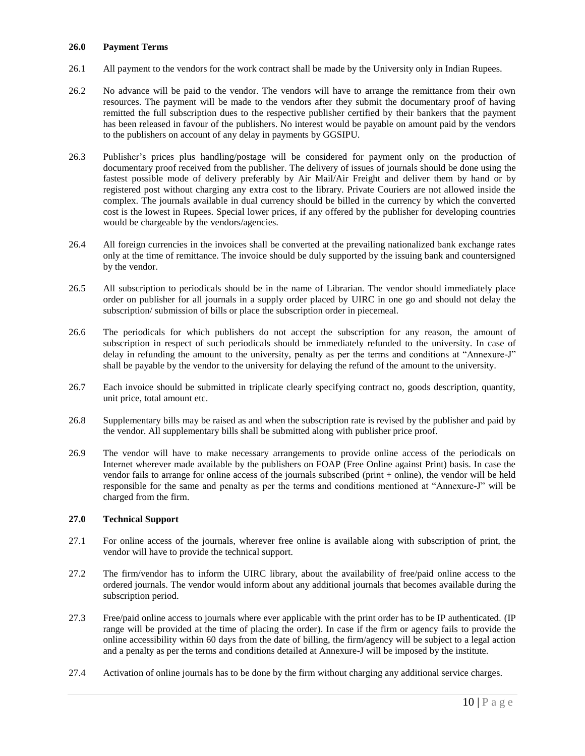## 26.0 Payment Terms

26.1 All payment to the vendors for the work contract shall be made by the University only in Indian Rupees.

26.2 No advance will be paid to the vendor. The vendors will have to arrange the remittance from their own resources. The payment will be made to the vendors after they submit the documentary proof of having remitted the full subscription dues to the respective publisher certified by their bankers that the payment has been released in favour of the publishers. No interest would be payable on amount paid by the vendors to the publishers on account of any delay in payments by GGSIPU.

26.3 Publisher's prices plus handling/postage will be considered for payment only on the production of documentary proof received from the publisher. The delivery of issues of journals should be done using the fastest possible mode of delivery preferably by Air Mail/Air Freight and deliver them by hand or by registered post without charging any extra cost to the library. Private Couriers are not allowed inside the complex. The journals available in dual currency should be billed in the currency by which the converted cost is the lowest in Rupees. Special lower prices, if any offered by the publisher for developing countries would be chargeable by the vendors/agencies.

26.4 All foreign currencies in the invoices shall be converted at the prevailing nationalized bank exchange rates only at the time of remittance. The invoice should be duly supported by the issuing bank and countersigned by the vendor.

26.5 All subscription to periodicals should be in the name of Librarian. The vendor should immediately place order on publisher for all journals in a supply order placed by UIRC in one go and should not delay the subscription/ submission of bills or place the subscription order in piecemeal.

26.6 The periodicals for which publishers do not accept the subscription for any reason, the amount of subscription in respect of such periodicals should be immediately refunded to the university. In case of delay in refunding the amount to the university, penalty as per the terms and conditions at "Annexure-J" shall be payable by the vendor to the university for delaying the refund of the amount to the university.

26.7 Each invoice should be submitted in triplicate clearly specifying contract no, goods description, quantity, unit price, total amount etc.

26.8 Supplementary bills may be raised as and when the subscription rate is revised by the publisher and paid by the vendor. All supplementary bills shall be submitted along with publisher price proof.

26.9 The vendor will have to make necessary arrangements to provide online access of the periodicals on Internet wherever made available by the publishers on FOAP (Free Online against Print) basis. In case the vendor fails to arrange for online access of the journals subscribed (print + online), the vendor will be held responsible for the same and penalty as per the terms and conditions mentioned at "Annexure-J" will be charged from the firm.

## 27.0 Technical Support

27.1 For online access of the journals, wherever free online is available along with subscription of print, the vendor will have to provide the technical support.

27.2 The firm/vendor has to inform the UIRC library, about the availability of free/paid online access to the ordered journals. The vendor would inform about any additional journals that becomes available during the subscription period.

27.3 Free/paid online access to journals where ever applicable with the print order has to be IP authenticated. (IP range will be provided at the time of placing the order). In case if the firm or agency fails to provide the online accessibility within 60 days from the date of billing, the firm/agency will be subject to a legal action and a penalty as per the terms and conditions detailed at Annexure-J will be imposed by the institute.

27.4 Activation of online journals has to be done by the firm without charging any additional service charges.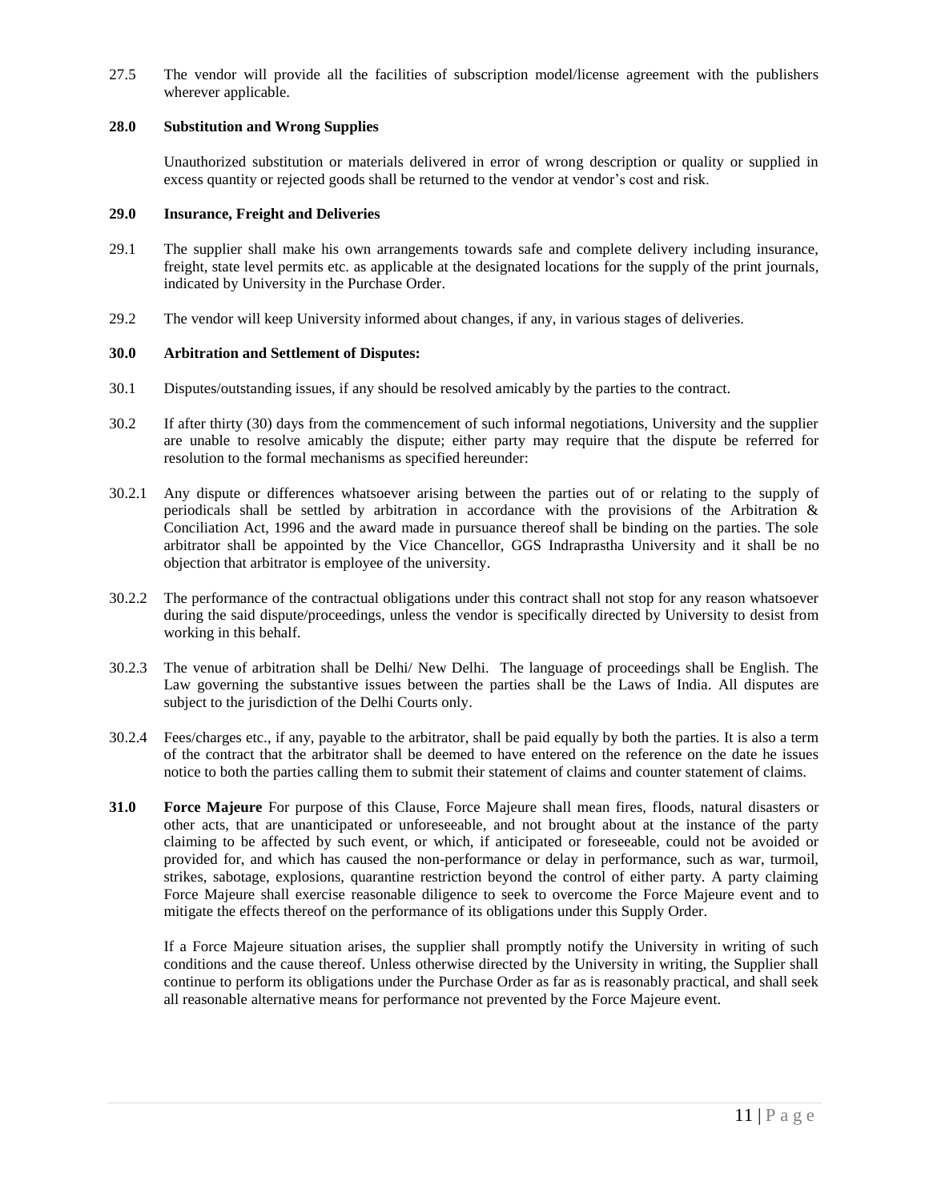27.5 The vendor will provide all the facilities of subscription model/license agreement with the publishers wherever applicable.

**28.0 Substitution and Wrong Supplies**

Unauthorized substitution or materials delivered in error of wrong description or quality or supplied in excess quantity or rejected goods shall be returned to the vendor at vendor's cost and risk.

**29.0 Insurance, Freight and Deliveries**

29.1 The supplier shall make his own arrangements towards safe and complete delivery including insurance, freight, state level permits etc. as applicable at the designated locations for the supply of the print journals, indicated by University in the Purchase Order.

29.2 The vendor will keep University informed about changes, if any, in various stages of deliveries.

**30.0 Arbitration and Settlement of Disputes:**

30.1 Disputes/outstanding issues, if any should be resolved amicably by the parties to the contract.

30.2 If after thirty (30) days from the commencement of such informal negotiations, University and the supplier are unable to resolve amicably the dispute; either party may require that the dispute be referred for resolution to the formal mechanisms as specified hereunder:

30.2.1 Any dispute or differences whatsoever arising between the parties out of or relating to the supply of periodicals shall be settled by arbitration in accordance with the provisions of the Arbitration & Conciliation Act, 1996 and the award made in pursuance thereof shall be binding on the parties. The sole arbitrator shall be appointed by the Vice Chancellor, GGS Indraprastha University and it shall be no objection that arbitrator is employee of the university.

30.2.2 The performance of the contractual obligations under this contract shall not stop for any reason whatsoever during the said dispute/proceedings, unless the vendor is specifically directed by University to desist from working in this behalf.

30.2.3 The venue of arbitration shall be Delhi/ New Delhi. The language of proceedings shall be English. The Law governing the substantive issues between the parties shall be the Laws of India. All disputes are subject to the jurisdiction of the Delhi Courts only.

30.2.4 Fees/charges etc., if any, payable to the arbitrator, shall be paid equally by both the parties. It is also a term of the contract that the arbitrator shall be deemed to have entered on the reference on the date he issues notice to both the parties calling them to submit their statement of claims and counter statement of claims.

**31.0 Force Majeure** For purpose of this Clause, Force Majeure shall mean fires, floods, natural disasters or other acts, that are unanticipated or unforeseeable, and not brought about at the instance of the party claiming to be affected by such event, or which, if anticipated or foreseeable, could not be avoided or provided for, and which has caused the non-performance or delay in performance, such as war, turmoil, strikes, sabotage, explosions, quarantine restriction beyond the control of either party. A party claiming Force Majeure shall exercise reasonable diligence to seek to overcome the Force Majeure event and to mitigate the effects thereof on the performance of its obligations under this Supply Order.

If a Force Majeure situation arises, the supplier shall promptly notify the University in writing of such conditions and the cause thereof. Unless otherwise directed by the University in writing, the Supplier shall continue to perform its obligations under the Purchase Order as far as is reasonably practical, and shall seek all reasonable alternative means for performance not prevented by the Force Majeure event.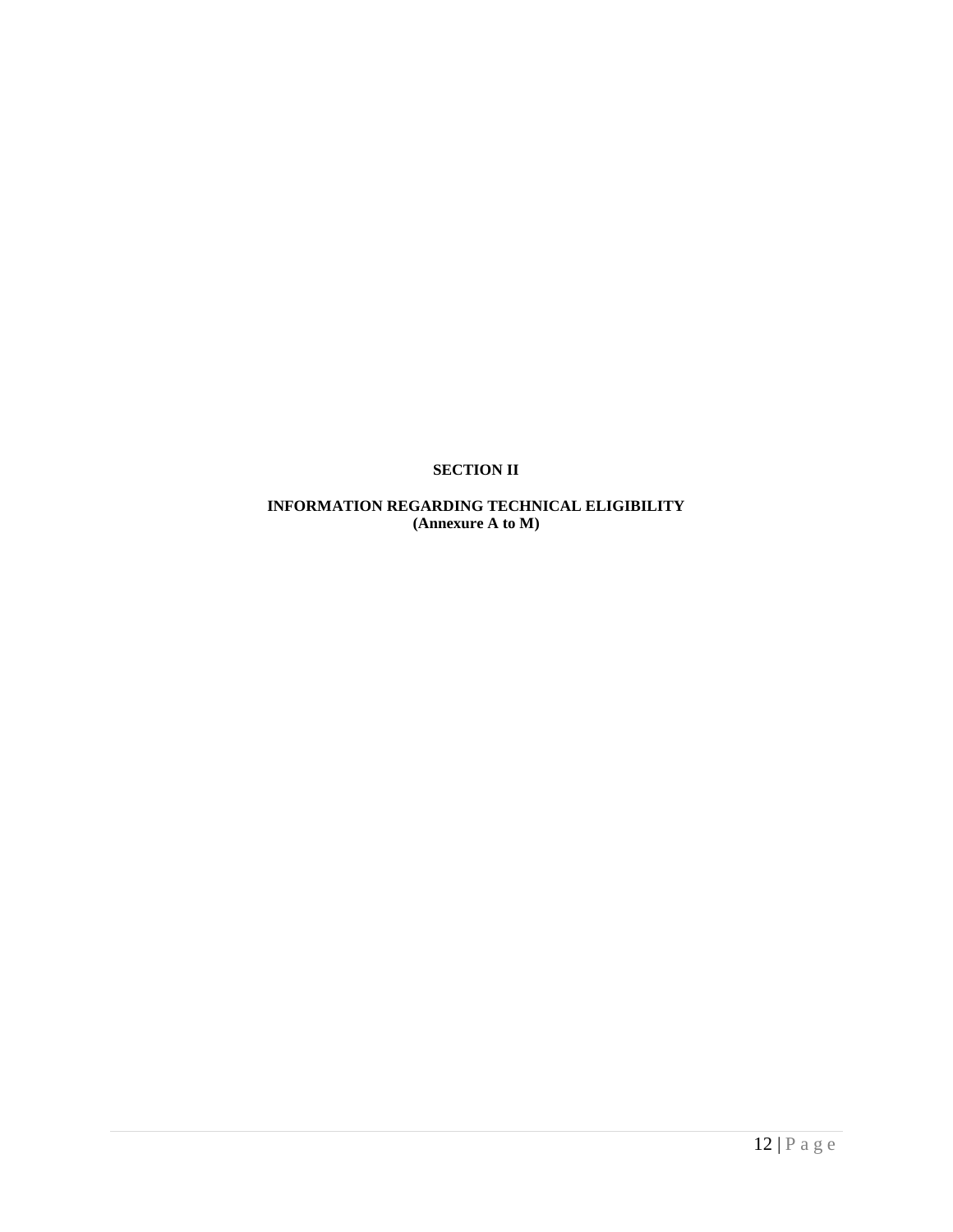# SECTION II

## INFORMATION REGARDING TECHNICAL ELIGIBILITY
**(Annexure A to M)**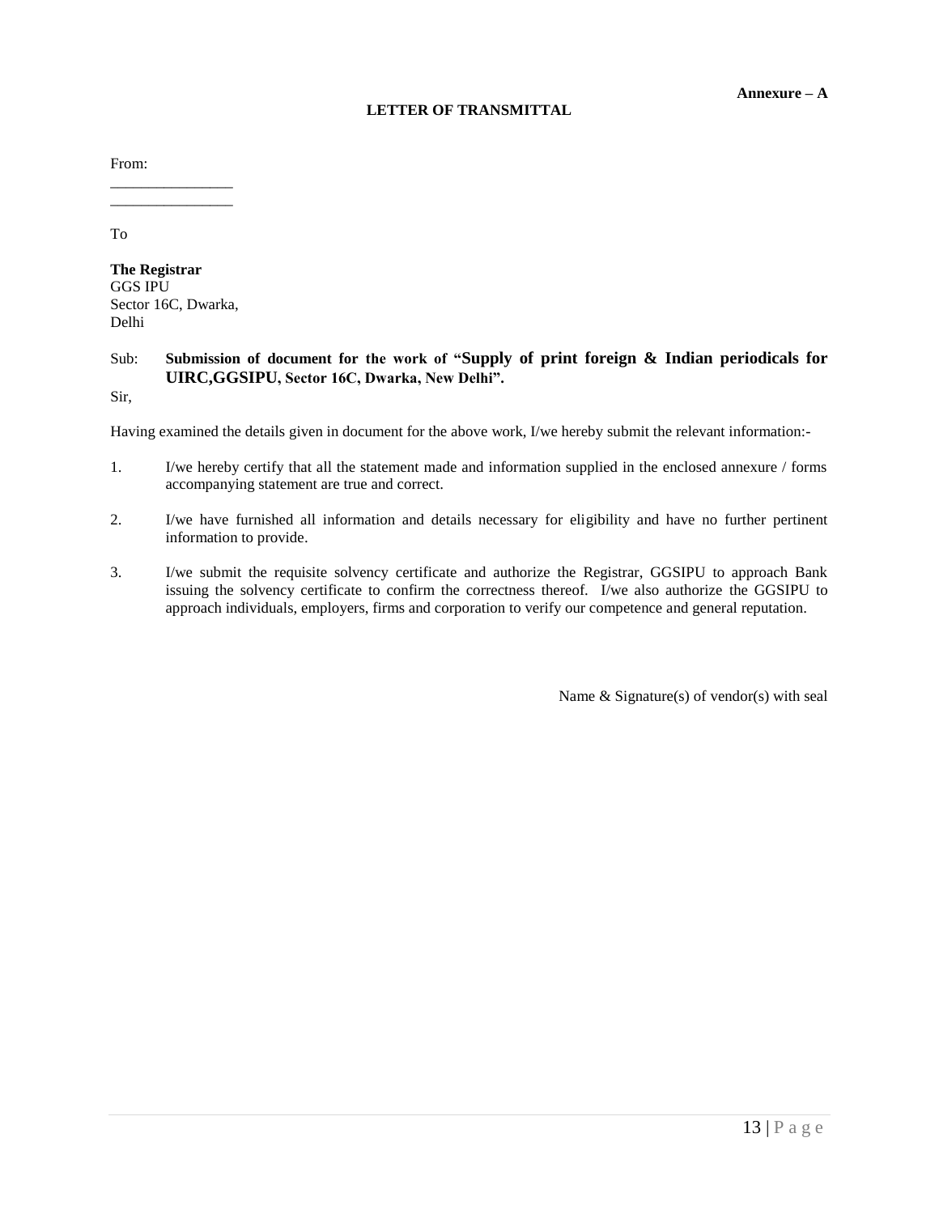**Annexure – A**

**LETTER OF TRANSMITTAL**

From:

\_\_\_\_\_\_\_\_\_\_\_\_\_\_\_\_

\_\_\_\_\_\_\_\_\_\_\_\_\_\_\_\_

To

**The Registrar**
GGS IPU
Sector 16C, Dwarka,
Delhi

Sub: **Submission of document for the work of "Supply of print foreign & Indian periodicals for UIRC,GGSIPU, Sector 16C, Dwarka, New Delhi".**

Sir,

Having examined the details given in document for the above work, I/we hereby submit the relevant information:-

1. I/we hereby certify that all the statement made and information supplied in the enclosed annexure / forms accompanying statement are true and correct.

2. I/we have furnished all information and details necessary for eligibility and have no further pertinent information to provide.

3. I/we submit the requisite solvency certificate and authorize the Registrar, GGSIPU to approach Bank issuing the solvency certificate to confirm the correctness thereof. I/we also authorize the GGSIPU to approach individuals, employers, firms and corporation to verify our competence and general reputation.

Name & Signature(s) of vendor(s) with seal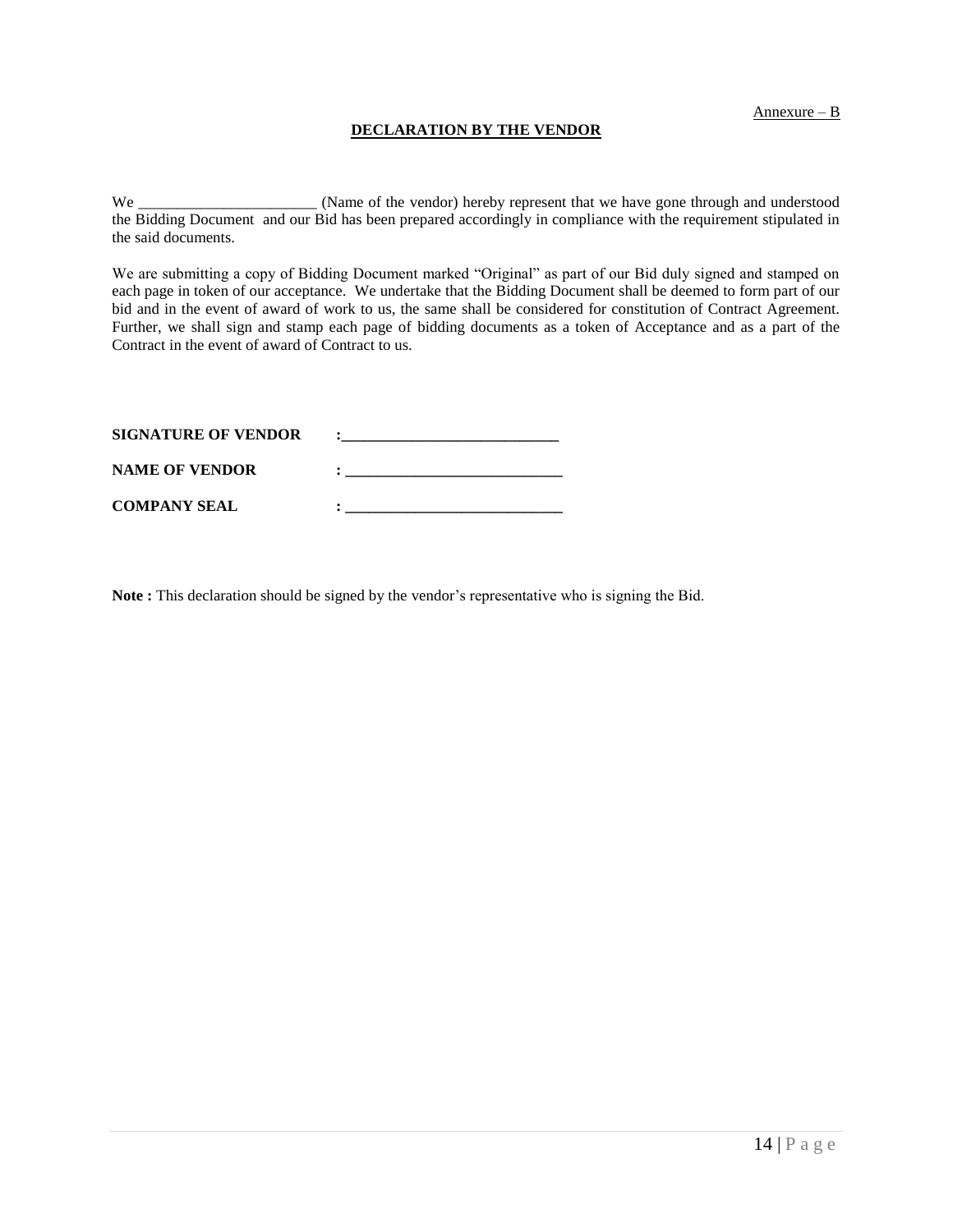Annexure – B

## DECLARATION BY THE VENDOR

We _______________________ (Name of the vendor) hereby represent that we have gone through and understood the Bidding Document and our Bid has been prepared accordingly in compliance with the requirement stipulated in the said documents.

We are submitting a copy of Bidding Document marked "Original" as part of our Bid duly signed and stamped on each page in token of our acceptance. We undertake that the Bidding Document shall be deemed to form part of our bid and in the event of award of work to us, the same shall be considered for constitution of Contract Agreement. Further, we shall sign and stamp each page of bidding documents as a token of Acceptance and as a part of the Contract in the event of award of Contract to us.

**SIGNATURE OF VENDOR** :____________________________

**NAME OF VENDOR** : ____________________________

**COMPANY SEAL** : ____________________________

**Note :** This declaration should be signed by the vendor's representative who is signing the Bid.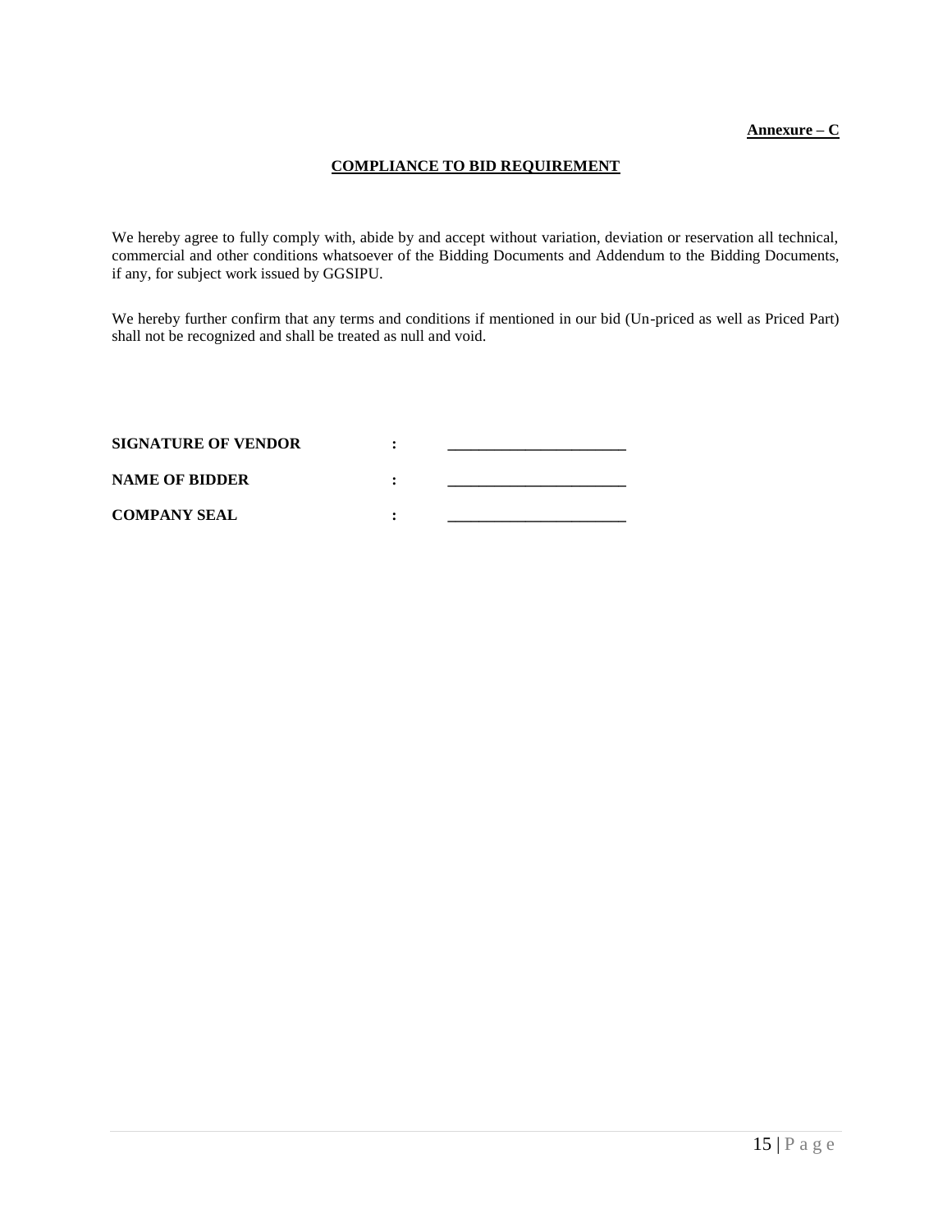**Annexure – C**

## COMPLIANCE TO BID REQUIREMENT

We hereby agree to fully comply with, abide by and accept without variation, deviation or reservation all technical, commercial and other conditions whatsoever of the Bidding Documents and Addendum to the Bidding Documents, if any, for subject work issued by GGSIPU.

We hereby further confirm that any terms and conditions if mentioned in our bid (Un-priced as well as Priced Part) shall not be recognized and shall be treated as null and void.

**SIGNATURE OF VENDOR** : _______________________

**NAME OF BIDDER** : _______________________

**COMPANY SEAL** : _______________________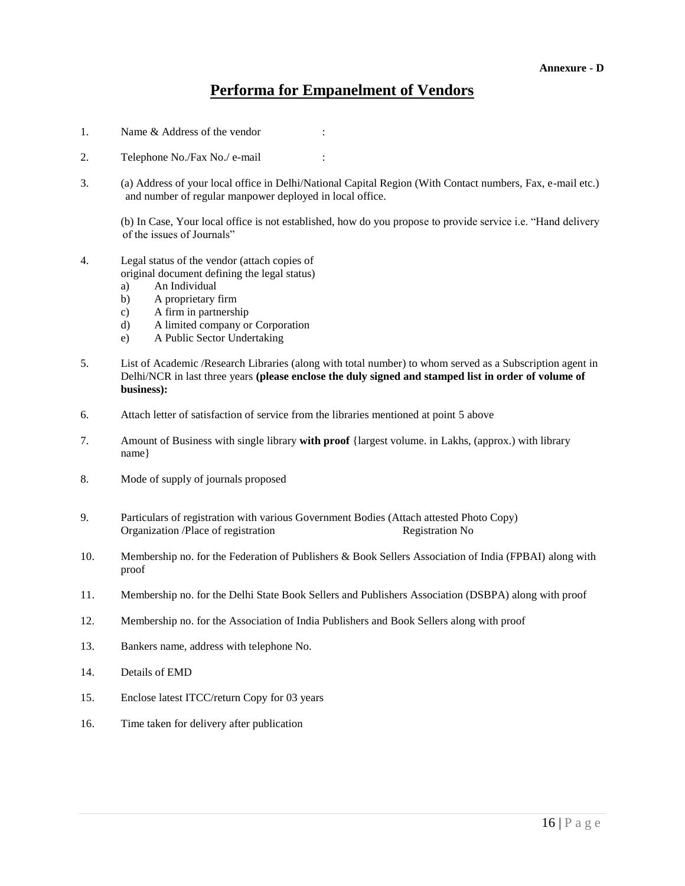**Annexure - D**

# Performa for Empanelment of Vendors

1. Name & Address of the vendor :

2. Telephone No./Fax No./ e-mail :

3. (a) Address of your local office in Delhi/National Capital Region (With Contact numbers, Fax, e-mail etc.) and number of regular manpower deployed in local office.

   (b) In Case, Your local office is not established, how do you propose to provide service i.e. "Hand delivery of the issues of Journals"

4. Legal status of the vendor (attach copies of original document defining the legal status)
   a) An Individual
   b) A proprietary firm
   c) A firm in partnership
   d) A limited company or Corporation
   e) A Public Sector Undertaking

5. List of Academic /Research Libraries (along with total number) to whom served as a Subscription agent in Delhi/NCR in last three years **(please enclose the duly signed and stamped list in order of volume of business):**

6. Attach letter of satisfaction of service from the libraries mentioned at point 5 above

7. Amount of Business with single library **with proof** {largest volume. in Lakhs, (approx.) with library name}

8. Mode of supply of journals proposed

9. Particulars of registration with various Government Bodies (Attach attested Photo Copy)
   Organization /Place of registration Registration No

10. Membership no. for the Federation of Publishers & Book Sellers Association of India (FPBAI) along with proof

11. Membership no. for the Delhi State Book Sellers and Publishers Association (DSBPA) along with proof

12. Membership no. for the Association of India Publishers and Book Sellers along with proof

13. Bankers name, address with telephone No.

14. Details of EMD

15. Enclose latest ITCC/return Copy for 03 years

16. Time taken for delivery after publication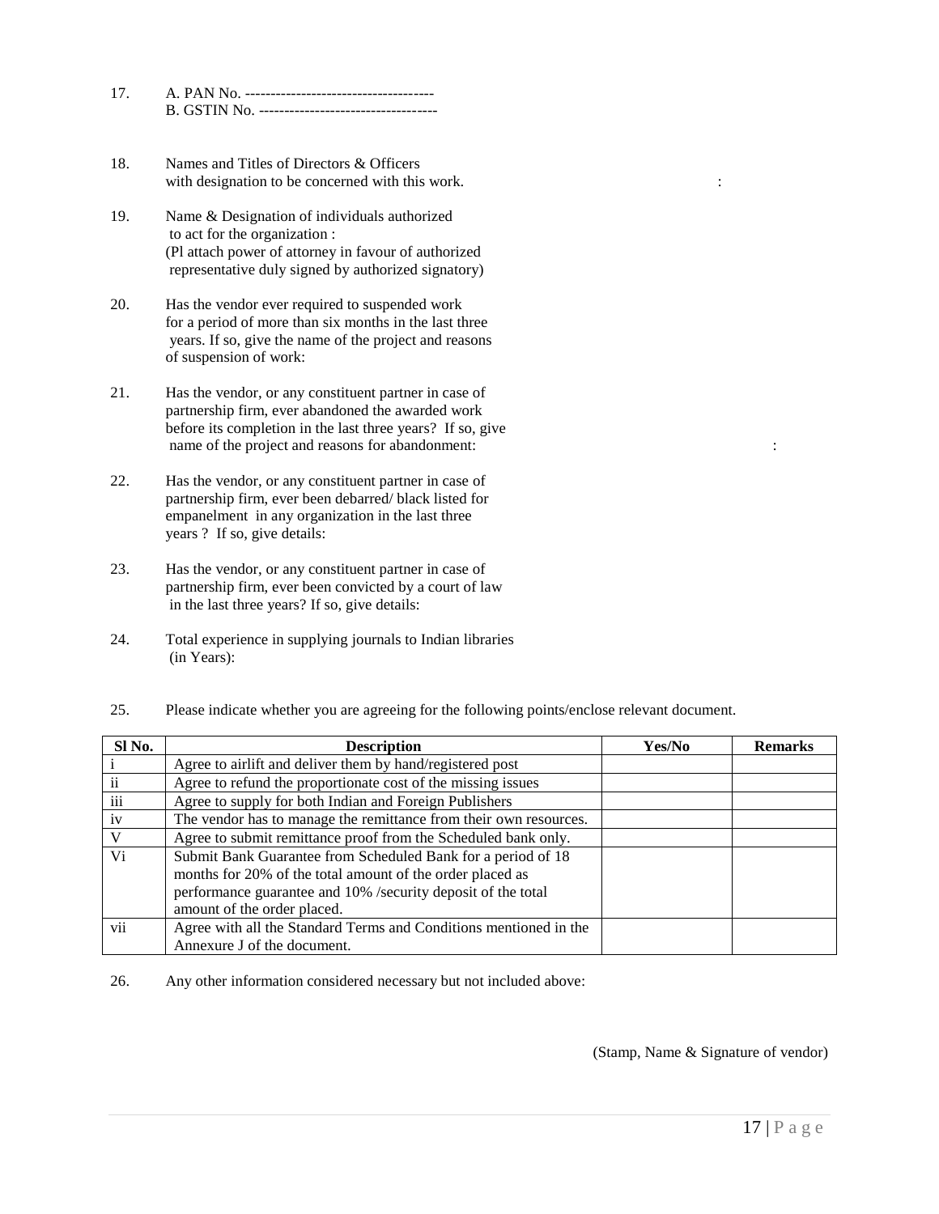17. A. PAN No. -------------------------------------
    B. GSTIN No. -----------------------------------

18. Names and Titles of Directors & Officers with designation to be concerned with this work. :

19. Name & Designation of individuals authorized to act for the organization :
    (Pl attach power of attorney in favour of authorized representative duly signed by authorized signatory)

20. Has the vendor ever required to suspended work for a period of more than six months in the last three years. If so, give the name of the project and reasons of suspension of work:

21. Has the vendor, or any constituent partner in case of partnership firm, ever abandoned the awarded work before its completion in the last three years? If so, give name of the project and reasons for abandonment: :

22. Has the vendor, or any constituent partner in case of partnership firm, ever been debarred/ black listed for empanelment in any organization in the last three years ? If so, give details:

23. Has the vendor, or any constituent partner in case of partnership firm, ever been convicted by a court of law in the last three years? If so, give details:

24. Total experience in supplying journals to Indian libraries (in Years):

25. Please indicate whether you are agreeing for the following points/enclose relevant document.

| Sl No. | Description | Yes/No | Remarks |
|---|---|---|---|
| i | Agree to airlift and deliver them by hand/registered post | | |
| ii | Agree to refund the proportionate cost of the missing issues | | |
| iii | Agree to supply for both Indian and Foreign Publishers | | |
| iv | The vendor has to manage the remittance from their own resources. | | |
| V | Agree to submit remittance proof from the Scheduled bank only. | | |
| Vi | Submit Bank Guarantee from Scheduled Bank for a period of 18 months for 20% of the total amount of the order placed as performance guarantee and 10% /security deposit of the total amount of the order placed. | | |
| vii | Agree with all the Standard Terms and Conditions mentioned in the Annexure J of the document. | | |

26. Any other information considered necessary but not included above:

(Stamp, Name & Signature of vendor)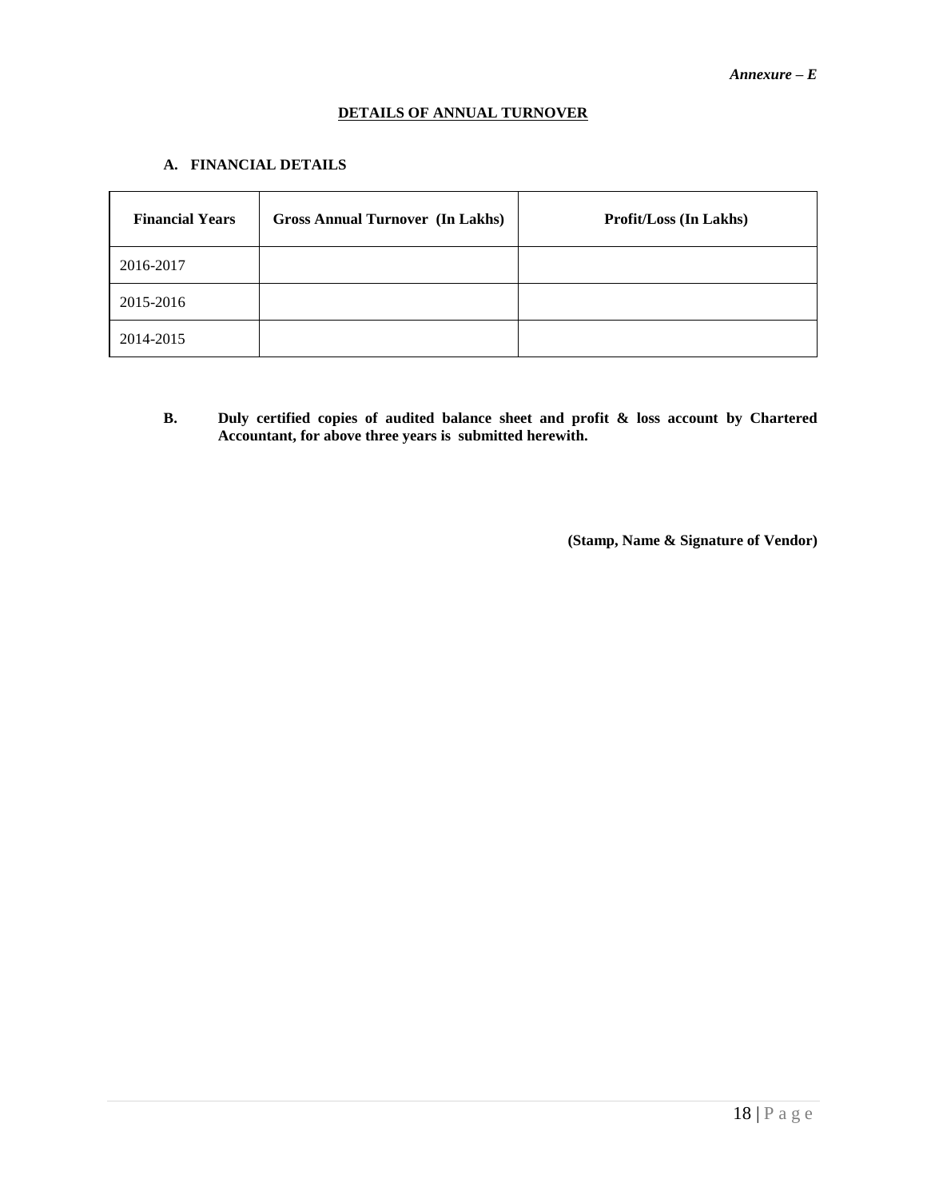*Annexure – E*

## DETAILS OF ANNUAL TURNOVER

### A. FINANCIAL DETAILS

| Financial Years | Gross Annual Turnover (In Lakhs) | Profit/Loss (In Lakhs) |
|---|---|---|
| 2016-2017 | | |
| 2015-2016 | | |
| 2014-2015 | | |

**B. Duly certified copies of audited balance sheet and profit & loss account by Chartered Accountant, for above three years is submitted herewith.**

**(Stamp, Name & Signature of Vendor)**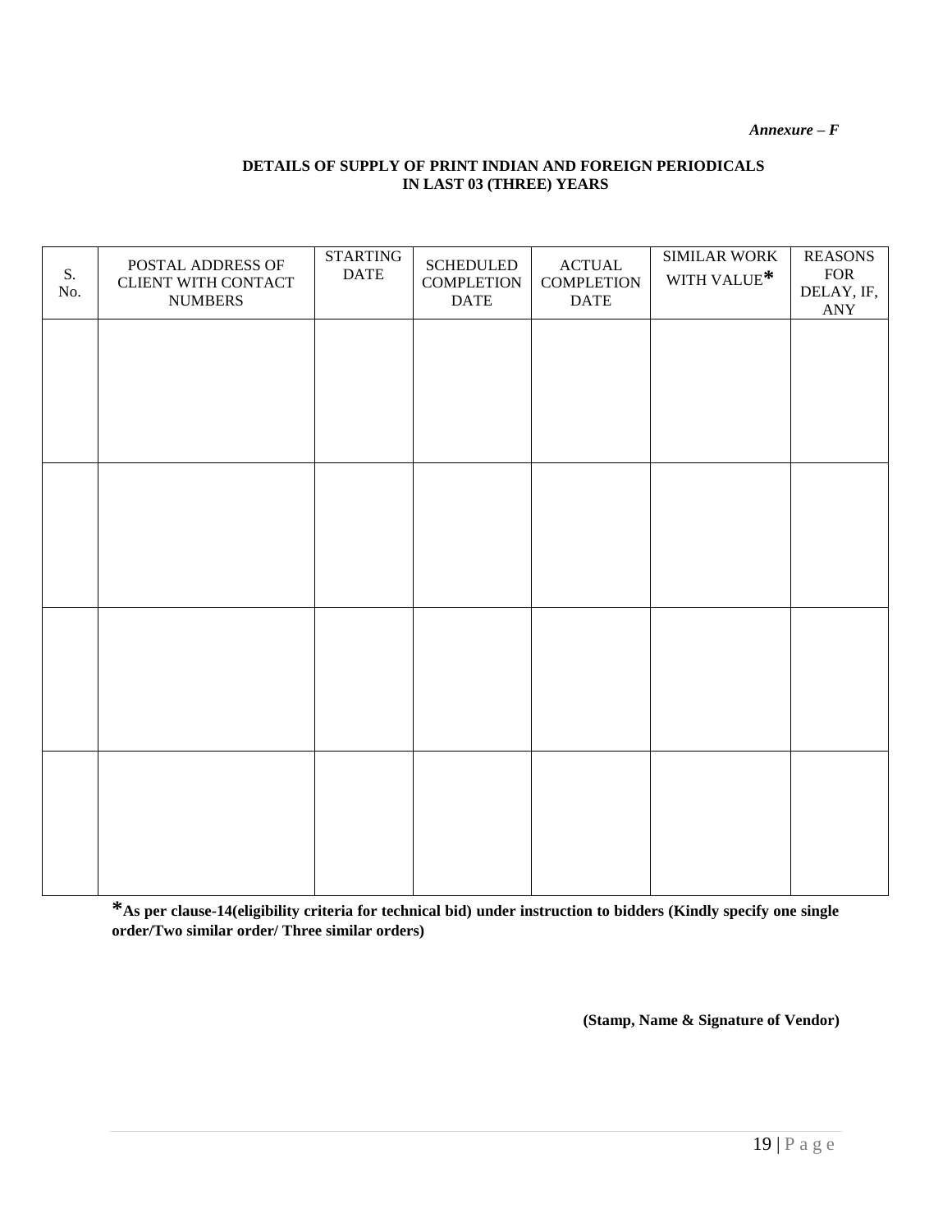*Annexure – F*

**DETAILS OF SUPPLY OF PRINT INDIAN AND FOREIGN PERIODICALS IN LAST 03 (THREE) YEARS**

| S. No. | POSTAL ADDRESS OF CLIENT WITH CONTACT NUMBERS | STARTING DATE | SCHEDULED COMPLETION DATE | ACTUAL COMPLETION DATE | SIMILAR WORK WITH VALUE* | REASONS FOR DELAY, IF, ANY |
|---|---|---|---|---|---|---|
| | | | | | | |
| | | | | | | |
| | | | | | | |
| | | | | | | |

***As per clause-14(eligibility criteria for technical bid) under instruction to bidders (Kindly specify one single order/Two similar order/ Three similar orders)**

**(Stamp, Name & Signature of Vendor)**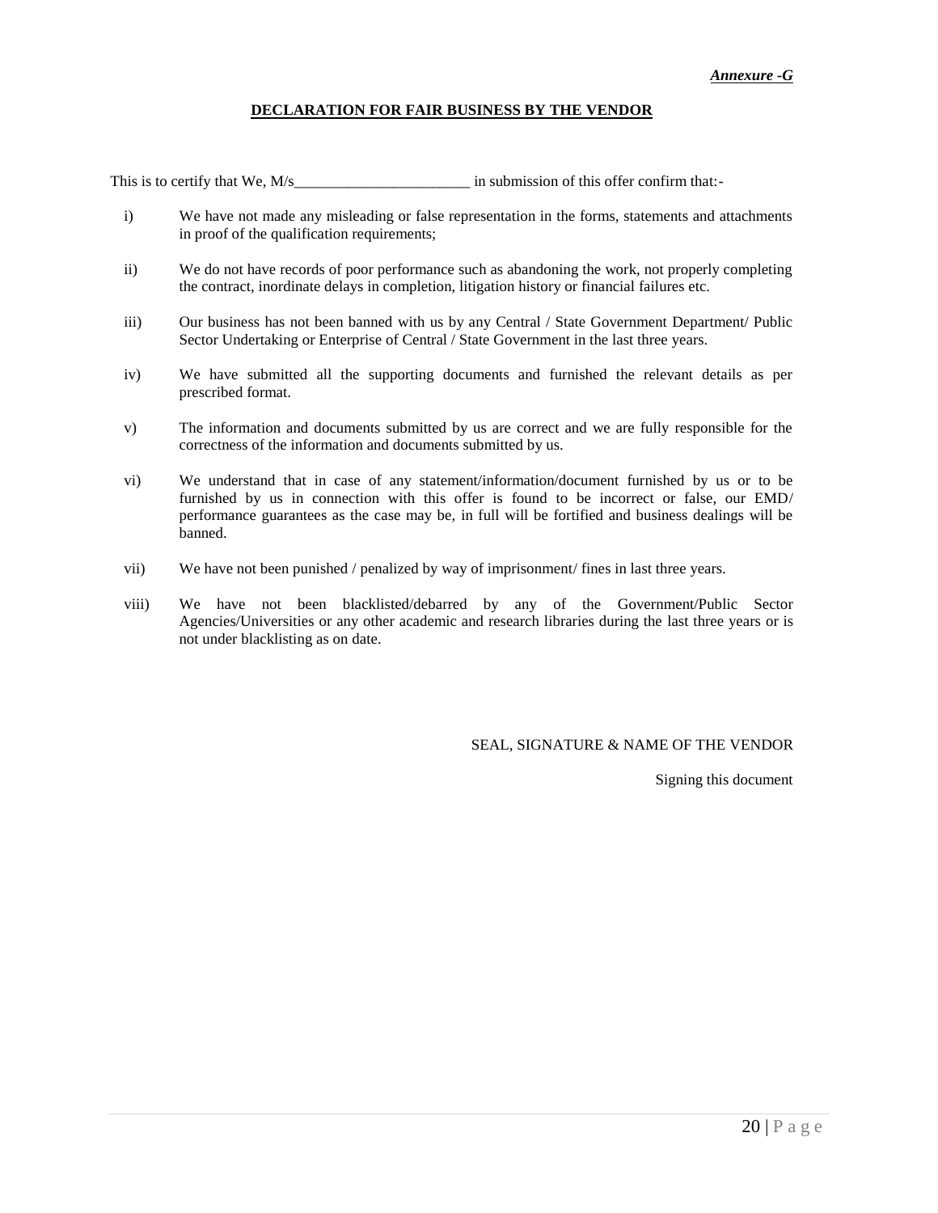***Annexure -G***

**DECLARATION FOR FAIR BUSINESS BY THE VENDOR**

This is to certify that We, M/s_______________________ in submission of this offer confirm that:-

i) We have not made any misleading or false representation in the forms, statements and attachments in proof of the qualification requirements;

ii) We do not have records of poor performance such as abandoning the work, not properly completing the contract, inordinate delays in completion, litigation history or financial failures etc.

iii) Our business has not been banned with us by any Central / State Government Department/ Public Sector Undertaking or Enterprise of Central / State Government in the last three years.

iv) We have submitted all the supporting documents and furnished the relevant details as per prescribed format.

v) The information and documents submitted by us are correct and we are fully responsible for the correctness of the information and documents submitted by us.

vi) We understand that in case of any statement/information/document furnished by us or to be furnished by us in connection with this offer is found to be incorrect or false, our EMD/ performance guarantees as the case may be, in full will be fortified and business dealings will be banned.

vii) We have not been punished / penalized by way of imprisonment/ fines in last three years.

viii) We have not been blacklisted/debarred by any of the Government/Public Sector Agencies/Universities or any other academic and research libraries during the last three years or is not under blacklisting as on date.

SEAL, SIGNATURE & NAME OF THE VENDOR

Signing this document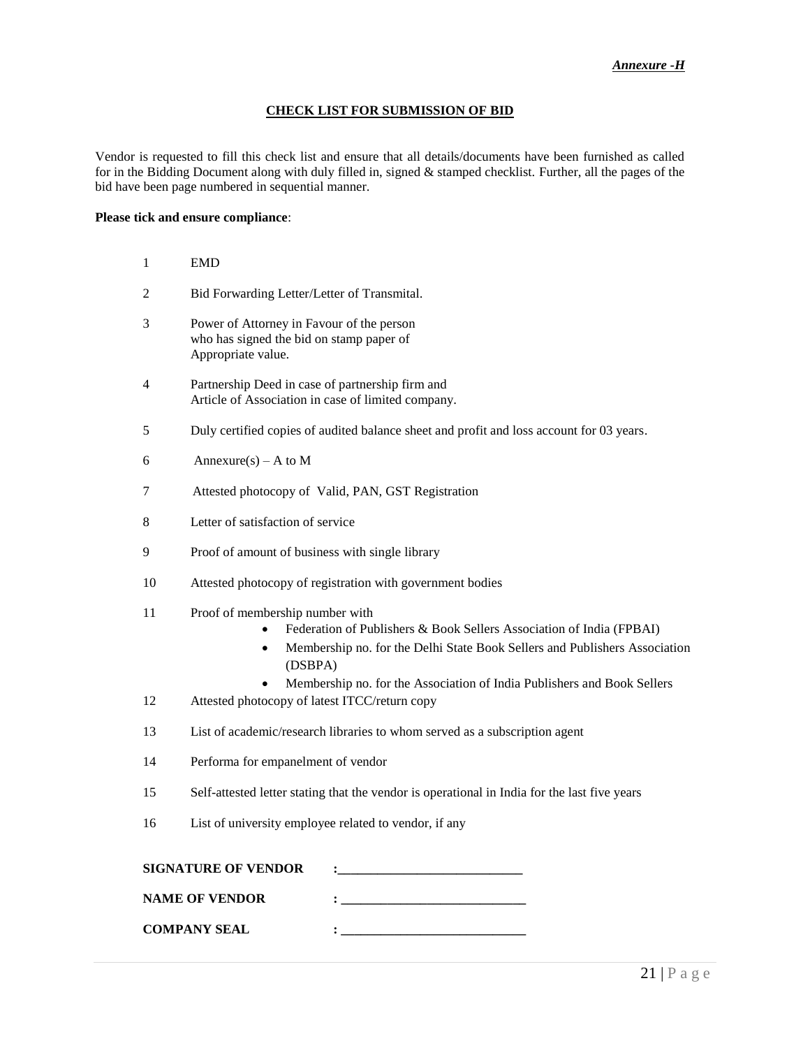*Annexure -H*

## CHECK LIST FOR SUBMISSION OF BID

Vendor is requested to fill this check list and ensure that all details/documents have been furnished as called for in the Bidding Document along with duly filled in, signed & stamped checklist. Further, all the pages of the bid have been page numbered in sequential manner.

**Please tick and ensure compliance**:

1. EMD
2. Bid Forwarding Letter/Letter of Transmital.
3. Power of Attorney in Favour of the person who has signed the bid on stamp paper of Appropriate value.
4. Partnership Deed in case of partnership firm and Article of Association in case of limited company.
5. Duly certified copies of audited balance sheet and profit and loss account for 03 years.
6. Annexure(s) – A to M
7. Attested photocopy of Valid, PAN, GST Registration
8. Letter of satisfaction of service
9. Proof of amount of business with single library
10. Attested photocopy of registration with government bodies
11. Proof of membership number with
    - Federation of Publishers & Book Sellers Association of India (FPBAI)
    - Membership no. for the Delhi State Book Sellers and Publishers Association (DSBPA)
    - Membership no. for the Association of India Publishers and Book Sellers
12. Attested photocopy of latest ITCC/return copy
13. List of academic/research libraries to whom served as a subscription agent
14. Performa for empanelment of vendor
15. Self-attested letter stating that the vendor is operational in India for the last five years
16. List of university employee related to vendor, if any

**SIGNATURE OF VENDOR** :____________________________

**NAME OF VENDOR** : ____________________________

**COMPANY SEAL** : ____________________________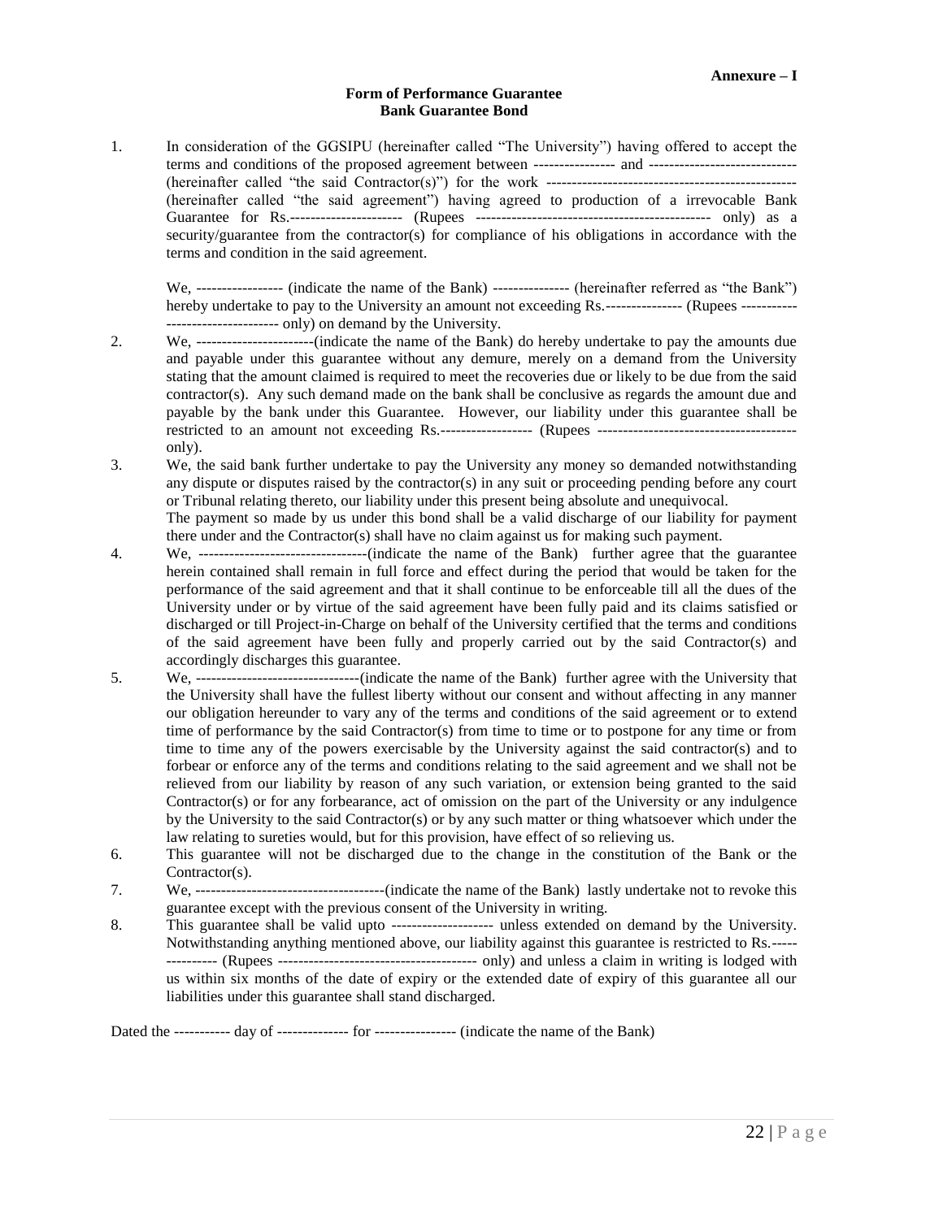**Annexure – I**

**Form of Performance Guarantee**
**Bank Guarantee Bond**

1. In consideration of the GGSIPU (hereinafter called "The University") having offered to accept the terms and conditions of the proposed agreement between ---------------- and ---------------------------- (hereinafter called "the said Contractor(s)") for the work ------------------------------------------------ (hereinafter called "the said agreement") having agreed to production of a irrevocable Bank Guarantee for Rs.---------------------- (Rupees --------------------------------------------- only) as a security/guarantee from the contractor(s) for compliance of his obligations in accordance with the terms and condition in the said agreement.

   We, ----------------- (indicate the name of the Bank) --------------- (hereinafter referred as "the Bank") hereby undertake to pay to the University an amount not exceeding Rs.--------------- (Rupees ----------- --------------------- only) on demand by the University.

2. We, ----------------------(indicate the name of the Bank) do hereby undertake to pay the amounts due and payable under this guarantee without any demure, merely on a demand from the University stating that the amount claimed is required to meet the recoveries due or likely to be due from the said contractor(s). Any such demand made on the bank shall be conclusive as regards the amount due and payable by the bank under this Guarantee. However, our liability under this guarantee shall be restricted to an amount not exceeding Rs.------------------ (Rupees -------------------------------------- only).

3. We, the said bank further undertake to pay the University any money so demanded notwithstanding any dispute or disputes raised by the contractor(s) in any suit or proceeding pending before any court or Tribunal relating thereto, our liability under this present being absolute and unequivocal.
   The payment so made by us under this bond shall be a valid discharge of our liability for payment there under and the Contractor(s) shall have no claim against us for making such payment.

4. We, ---------------------------------(indicate the name of the Bank) further agree that the guarantee herein contained shall remain in full force and effect during the period that would be taken for the performance of the said agreement and that it shall continue to be enforceable till all the dues of the University under or by virtue of the said agreement have been fully paid and its claims satisfied or discharged or till Project-in-Charge on behalf of the University certified that the terms and conditions of the said agreement have been fully and properly carried out by the said Contractor(s) and accordingly discharges this guarantee.

5. We, --------------------------------(indicate the name of the Bank) further agree with the University that the University shall have the fullest liberty without our consent and without affecting in any manner our obligation hereunder to vary any of the terms and conditions of the said agreement or to extend time of performance by the said Contractor(s) from time to time or to postpone for any time or from time to time any of the powers exercisable by the University against the said contractor(s) and to forbear or enforce any of the terms and conditions relating to the said agreement and we shall not be relieved from our liability by reason of any such variation, or extension being granted to the said Contractor(s) or for any forbearance, act of omission on the part of the University or any indulgence by the University to the said Contractor(s) or by any such matter or thing whatsoever which under the law relating to sureties would, but for this provision, have effect of so relieving us.

6. This guarantee will not be discharged due to the change in the constitution of the Bank or the Contractor(s).

7. We, -------------------------------------(indicate the name of the Bank) lastly undertake not to revoke this guarantee except with the previous consent of the University in writing.

8. This guarantee shall be valid upto ------------------- unless extended on demand by the University. Notwithstanding anything mentioned above, our liability against this guarantee is restricted to Rs.----- ---------- (Rupees -------------------------------------- only) and unless a claim in writing is lodged with us within six months of the date of expiry or the extended date of expiry of this guarantee all our liabilities under this guarantee shall stand discharged.

Dated the ----------- day of -------------- for ---------------- (indicate the name of the Bank)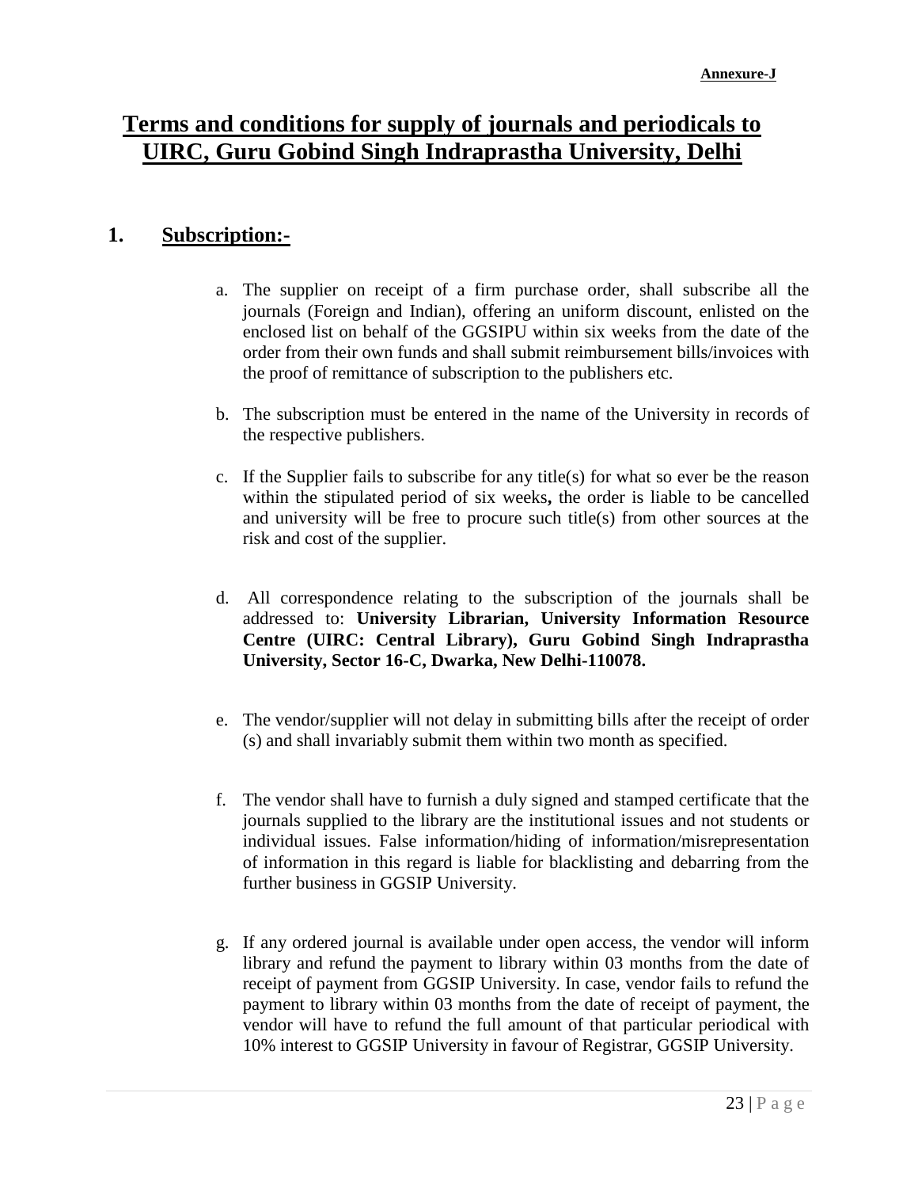**Annexure-J**

# Terms and conditions for supply of journals and periodicals to UIRC, Guru Gobind Singh Indraprastha University, Delhi

## 1. Subscription:-

a. The supplier on receipt of a firm purchase order, shall subscribe all the journals (Foreign and Indian), offering an uniform discount, enlisted on the enclosed list on behalf of the GGSIPU within six weeks from the date of the order from their own funds and shall submit reimbursement bills/invoices with the proof of remittance of subscription to the publishers etc.

b. The subscription must be entered in the name of the University in records of the respective publishers.

c. If the Supplier fails to subscribe for any title(s) for what so ever be the reason within the stipulated period of six weeks**,** the order is liable to be cancelled and university will be free to procure such title(s) from other sources at the risk and cost of the supplier.

d. All correspondence relating to the subscription of the journals shall be addressed to: **University Librarian, University Information Resource Centre (UIRC: Central Library), Guru Gobind Singh Indraprastha University, Sector 16-C, Dwarka, New Delhi-110078.**

e. The vendor/supplier will not delay in submitting bills after the receipt of order (s) and shall invariably submit them within two month as specified.

f. The vendor shall have to furnish a duly signed and stamped certificate that the journals supplied to the library are the institutional issues and not students or individual issues. False information/hiding of information/misrepresentation of information in this regard is liable for blacklisting and debarring from the further business in GGSIP University.

g. If any ordered journal is available under open access, the vendor will inform library and refund the payment to library within 03 months from the date of receipt of payment from GGSIP University. In case, vendor fails to refund the payment to library within 03 months from the date of receipt of payment, the vendor will have to refund the full amount of that particular periodical with 10% interest to GGSIP University in favour of Registrar, GGSIP University.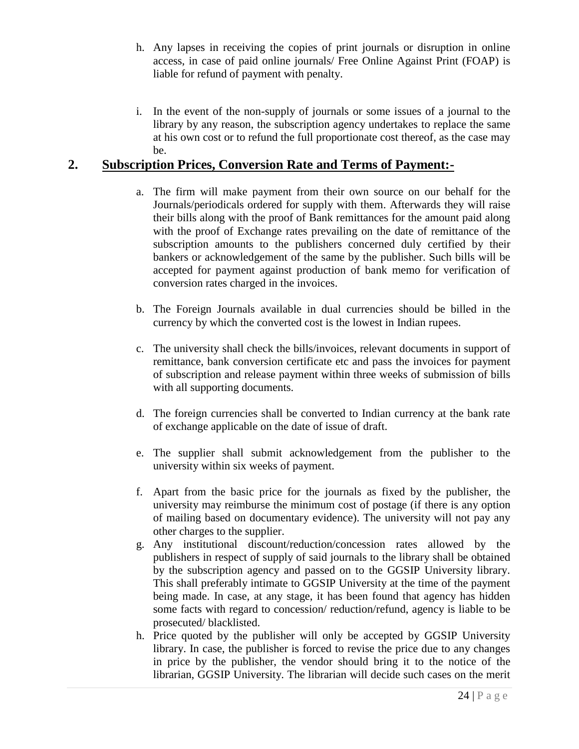h. Any lapses in receiving the copies of print journals or disruption in online access, in case of paid online journals/ Free Online Against Print (FOAP) is liable for refund of payment with penalty.

i. In the event of the non-supply of journals or some issues of a journal to the library by any reason, the subscription agency undertakes to replace the same at his own cost or to refund the full proportionate cost thereof, as the case may be.

## 2. Subscription Prices, Conversion Rate and Terms of Payment:-

a. The firm will make payment from their own source on our behalf for the Journals/periodicals ordered for supply with them. Afterwards they will raise their bills along with the proof of Bank remittances for the amount paid along with the proof of Exchange rates prevailing on the date of remittance of the subscription amounts to the publishers concerned duly certified by their bankers or acknowledgement of the same by the publisher. Such bills will be accepted for payment against production of bank memo for verification of conversion rates charged in the invoices.

b. The Foreign Journals available in dual currencies should be billed in the currency by which the converted cost is the lowest in Indian rupees.

c. The university shall check the bills/invoices, relevant documents in support of remittance, bank conversion certificate etc and pass the invoices for payment of subscription and release payment within three weeks of submission of bills with all supporting documents.

d. The foreign currencies shall be converted to Indian currency at the bank rate of exchange applicable on the date of issue of draft.

e. The supplier shall submit acknowledgement from the publisher to the university within six weeks of payment.

f. Apart from the basic price for the journals as fixed by the publisher, the university may reimburse the minimum cost of postage (if there is any option of mailing based on documentary evidence). The university will not pay any other charges to the supplier.

g. Any institutional discount/reduction/concession rates allowed by the publishers in respect of supply of said journals to the library shall be obtained by the subscription agency and passed on to the GGSIP University library. This shall preferably intimate to GGSIP University at the time of the payment being made. In case, at any stage, it has been found that agency has hidden some facts with regard to concession/ reduction/refund, agency is liable to be prosecuted/ blacklisted.

h. Price quoted by the publisher will only be accepted by GGSIP University library. In case, the publisher is forced to revise the price due to any changes in price by the publisher, the vendor should bring it to the notice of the librarian, GGSIP University. The librarian will decide such cases on the merit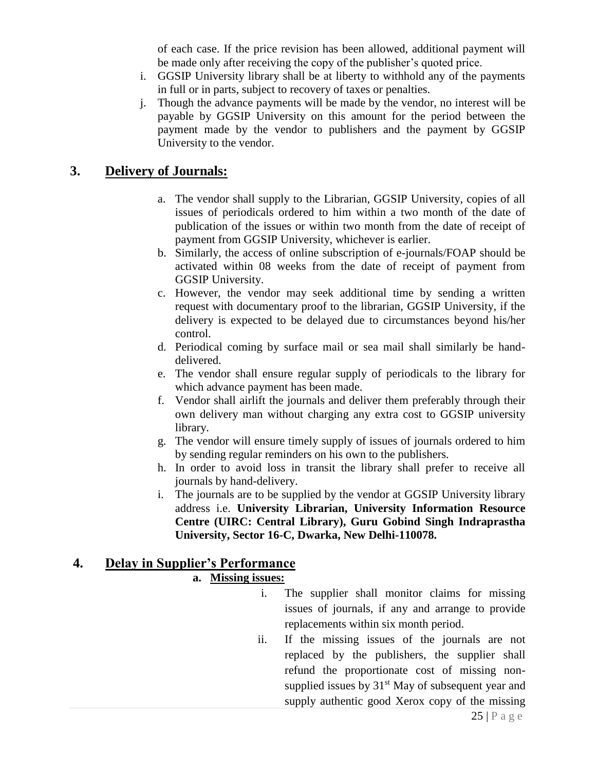of each case. If the price revision has been allowed, additional payment will be made only after receiving the copy of the publisher's quoted price.

i. GGSIP University library shall be at liberty to withhold any of the payments in full or in parts, subject to recovery of taxes or penalties.

j. Though the advance payments will be made by the vendor, no interest will be payable by GGSIP University on this amount for the period between the payment made by the vendor to publishers and the payment by GGSIP University to the vendor.

## 3. Delivery of Journals:

a. The vendor shall supply to the Librarian, GGSIP University, copies of all issues of periodicals ordered to him within a two month of the date of publication of the issues or within two month from the date of receipt of payment from GGSIP University, whichever is earlier.

b. Similarly, the access of online subscription of e-journals/FOAP should be activated within 08 weeks from the date of receipt of payment from GGSIP University.

c. However, the vendor may seek additional time by sending a written request with documentary proof to the librarian, GGSIP University, if the delivery is expected to be delayed due to circumstances beyond his/her control.

d. Periodical coming by surface mail or sea mail shall similarly be hand-delivered.

e. The vendor shall ensure regular supply of periodicals to the library for which advance payment has been made.

f. Vendor shall airlift the journals and deliver them preferably through their own delivery man without charging any extra cost to GGSIP university library.

g. The vendor will ensure timely supply of issues of journals ordered to him by sending regular reminders on his own to the publishers.

h. In order to avoid loss in transit the library shall prefer to receive all journals by hand-delivery.

i. The journals are to be supplied by the vendor at GGSIP University library address i.e. **University Librarian, University Information Resource Centre (UIRC: Central Library), Guru Gobind Singh Indraprastha University, Sector 16-C, Dwarka, New Delhi-110078.**

## 4. Delay in Supplier's Performance

**a. Missing issues:**

i. The supplier shall monitor claims for missing issues of journals, if any and arrange to provide replacements within six month period.

ii. If the missing issues of the journals are not replaced by the publishers, the supplier shall refund the proportionate cost of missing non-supplied issues by 31st May of subsequent year and supply authentic good Xerox copy of the missing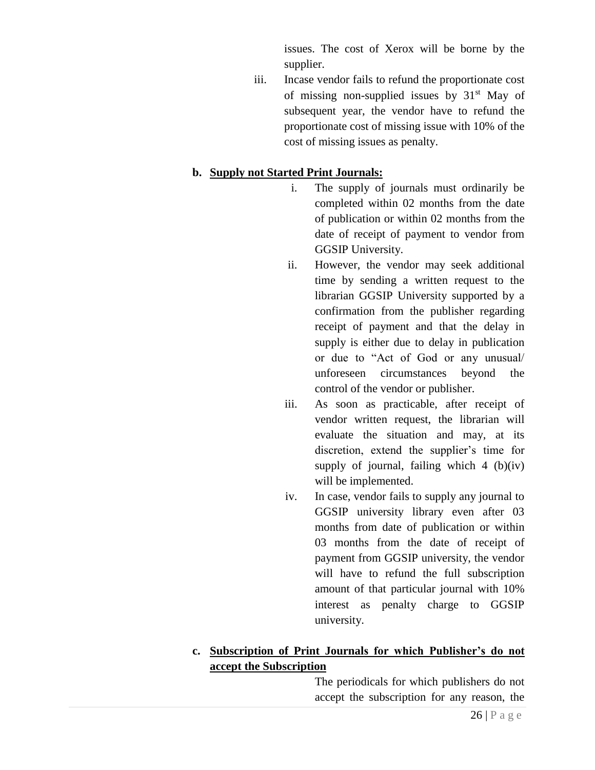issues. The cost of Xerox will be borne by the supplier.

iii. Incase vendor fails to refund the proportionate cost of missing non-supplied issues by 31st May of subsequent year, the vendor have to refund the proportionate cost of missing issue with 10% of the cost of missing issues as penalty.

**b. <u>Supply not Started Print Journals:</u>**

i. The supply of journals must ordinarily be completed within 02 months from the date of publication or within 02 months from the date of receipt of payment to vendor from GGSIP University.

ii. However, the vendor may seek additional time by sending a written request to the librarian GGSIP University supported by a confirmation from the publisher regarding receipt of payment and that the delay in supply is either due to delay in publication or due to "Act of God or any unusual/ unforeseen circumstances beyond the control of the vendor or publisher.

iii. As soon as practicable, after receipt of vendor written request, the librarian will evaluate the situation and may, at its discretion, extend the supplier's time for supply of journal, failing which 4 (b)(iv) will be implemented.

iv. In case, vendor fails to supply any journal to GGSIP university library even after 03 months from date of publication or within 03 months from the date of receipt of payment from GGSIP university, the vendor will have to refund the full subscription amount of that particular journal with 10% interest as penalty charge to GGSIP university.

**c. <u>Subscription of Print Journals for which Publisher's do not accept the Subscription</u>**

The periodicals for which publishers do not accept the subscription for any reason, the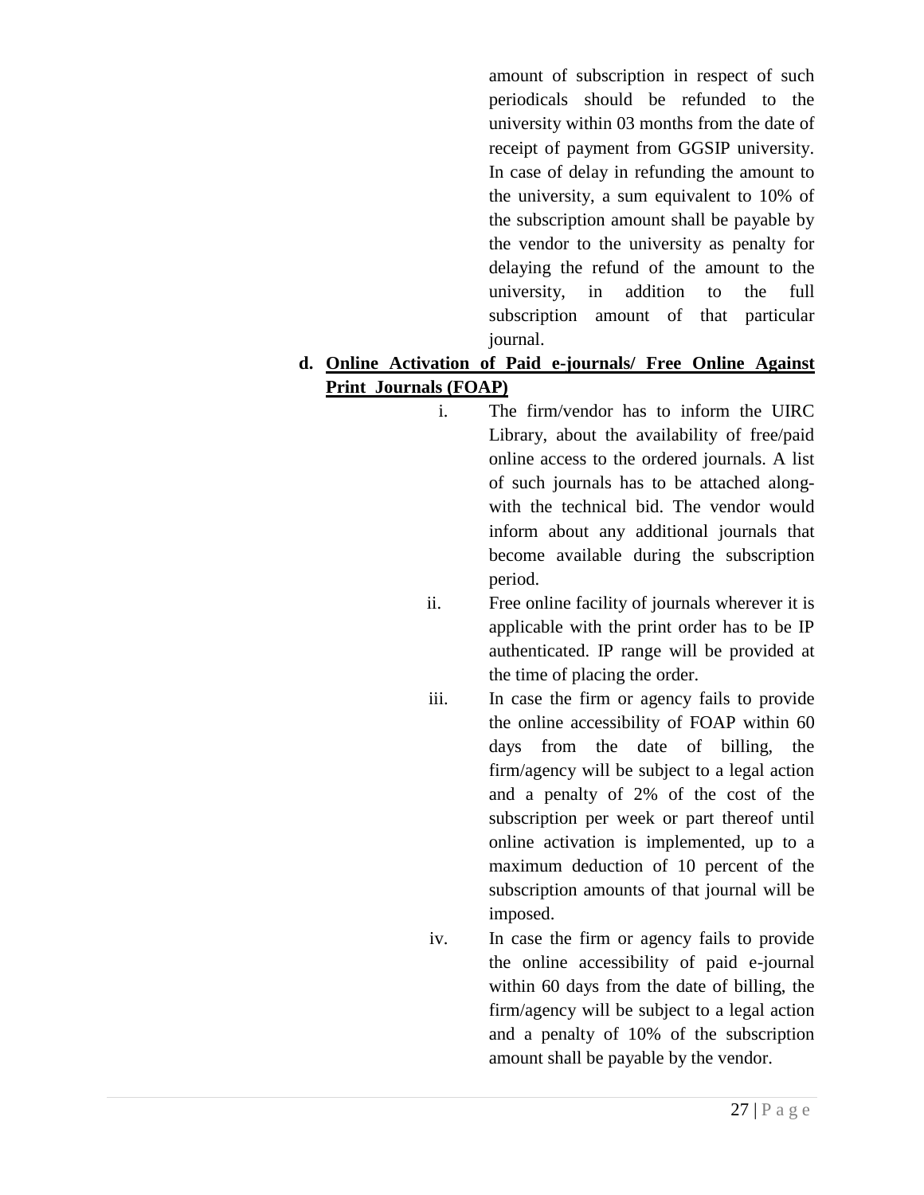amount of subscription in respect of such periodicals should be refunded to the university within 03 months from the date of receipt of payment from GGSIP university. In case of delay in refunding the amount to the university, a sum equivalent to 10% of the subscription amount shall be payable by the vendor to the university as penalty for delaying the refund of the amount to the university, in addition to the full subscription amount of that particular journal.

**d. <u>Online Activation of Paid e-journals/ Free Online Against Print Journals (FOAP)</u>**

i. The firm/vendor has to inform the UIRC Library, about the availability of free/paid online access to the ordered journals. A list of such journals has to be attached along-with the technical bid. The vendor would inform about any additional journals that become available during the subscription period.

ii. Free online facility of journals wherever it is applicable with the print order has to be IP authenticated. IP range will be provided at the time of placing the order.

iii. In case the firm or agency fails to provide the online accessibility of FOAP within 60 days from the date of billing, the firm/agency will be subject to a legal action and a penalty of 2% of the cost of the subscription per week or part thereof until online activation is implemented, up to a maximum deduction of 10 percent of the subscription amounts of that journal will be imposed.

iv. In case the firm or agency fails to provide the online accessibility of paid e-journal within 60 days from the date of billing, the firm/agency will be subject to a legal action and a penalty of 10% of the subscription amount shall be payable by the vendor.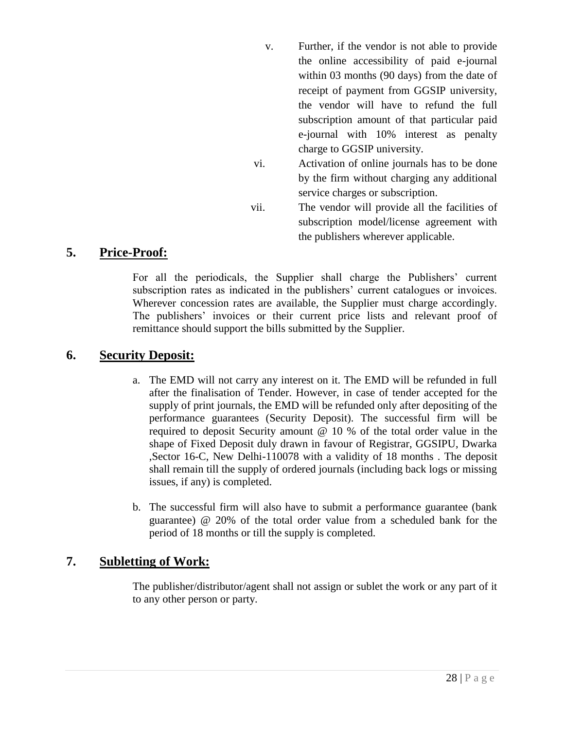v. Further, if the vendor is not able to provide the online accessibility of paid e-journal within 03 months (90 days) from the date of receipt of payment from GGSIP university, the vendor will have to refund the full subscription amount of that particular paid e-journal with 10% interest as penalty charge to GGSIP university.

vi. Activation of online journals has to be done by the firm without charging any additional service charges or subscription.

vii. The vendor will provide all the facilities of subscription model/license agreement with the publishers wherever applicable.

## 5. <u>Price-Proof:</u>

For all the periodicals, the Supplier shall charge the Publishers' current subscription rates as indicated in the publishers' current catalogues or invoices. Wherever concession rates are available, the Supplier must charge accordingly. The publishers' invoices or their current price lists and relevant proof of remittance should support the bills submitted by the Supplier.

## 6. <u>Security Deposit:</u>

a. The EMD will not carry any interest on it. The EMD will be refunded in full after the finalisation of Tender. However, in case of tender accepted for the supply of print journals, the EMD will be refunded only after depositing of the performance guarantees (Security Deposit). The successful firm will be required to deposit Security amount @ 10 % of the total order value in the shape of Fixed Deposit duly drawn in favour of Registrar, GGSIPU, Dwarka ,Sector 16-C, New Delhi-110078 with a validity of 18 months . The deposit shall remain till the supply of ordered journals (including back logs or missing issues, if any) is completed.

b. The successful firm will also have to submit a performance guarantee (bank guarantee) @ 20% of the total order value from a scheduled bank for the period of 18 months or till the supply is completed.

## 7. <u>Subletting of Work:</u>

The publisher/distributor/agent shall not assign or sublet the work or any part of it to any other person or party.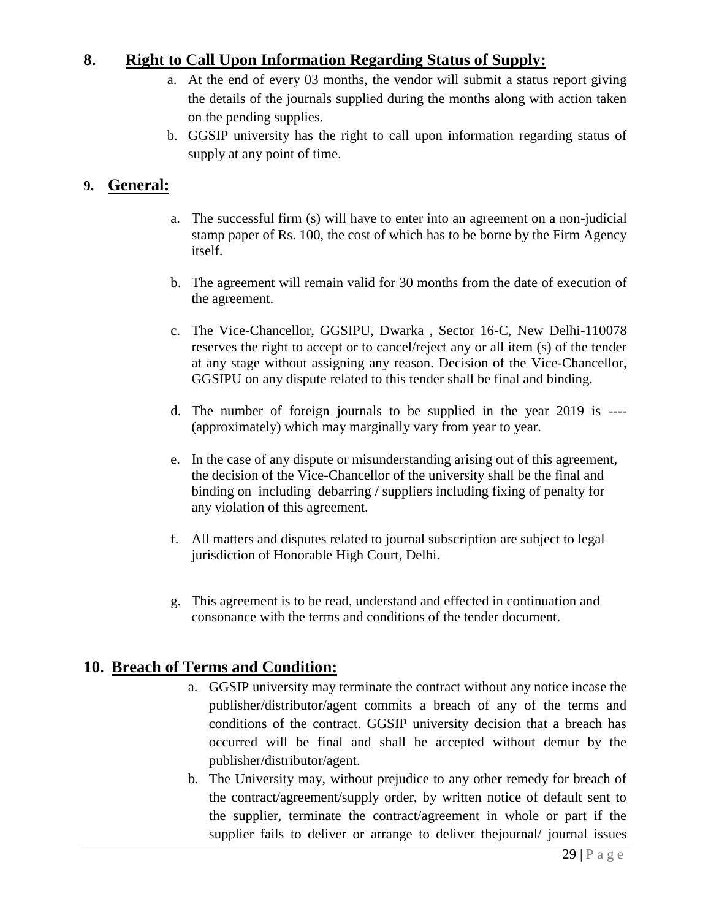## 8. Right to Call Upon Information Regarding Status of Supply:

a. At the end of every 03 months, the vendor will submit a status report giving the details of the journals supplied during the months along with action taken on the pending supplies.

b. GGSIP university has the right to call upon information regarding status of supply at any point of time.

## 9. General:

a. The successful firm (s) will have to enter into an agreement on a non-judicial stamp paper of Rs. 100, the cost of which has to be borne by the Firm Agency itself.

b. The agreement will remain valid for 30 months from the date of execution of the agreement.

c. The Vice-Chancellor, GGSIPU, Dwarka , Sector 16-C, New Delhi-110078 reserves the right to accept or to cancel/reject any or all item (s) of the tender at any stage without assigning any reason. Decision of the Vice-Chancellor, GGSIPU on any dispute related to this tender shall be final and binding.

d. The number of foreign journals to be supplied in the year 2019 is ---- (approximately) which may marginally vary from year to year.

e. In the case of any dispute or misunderstanding arising out of this agreement, the decision of the Vice-Chancellor of the university shall be the final and binding on including debarring / suppliers including fixing of penalty for any violation of this agreement.

f. All matters and disputes related to journal subscription are subject to legal jurisdiction of Honorable High Court, Delhi.

g. This agreement is to be read, understand and effected in continuation and consonance with the terms and conditions of the tender document.

## 10. Breach of Terms and Condition:

a. GGSIP university may terminate the contract without any notice incase the publisher/distributor/agent commits a breach of any of the terms and conditions of the contract. GGSIP university decision that a breach has occurred will be final and shall be accepted without demur by the publisher/distributor/agent.

b. The University may, without prejudice to any other remedy for breach of the contract/agreement/supply order, by written notice of default sent to the supplier, terminate the contract/agreement in whole or part if the supplier fails to deliver or arrange to deliver thejournal/ journal issues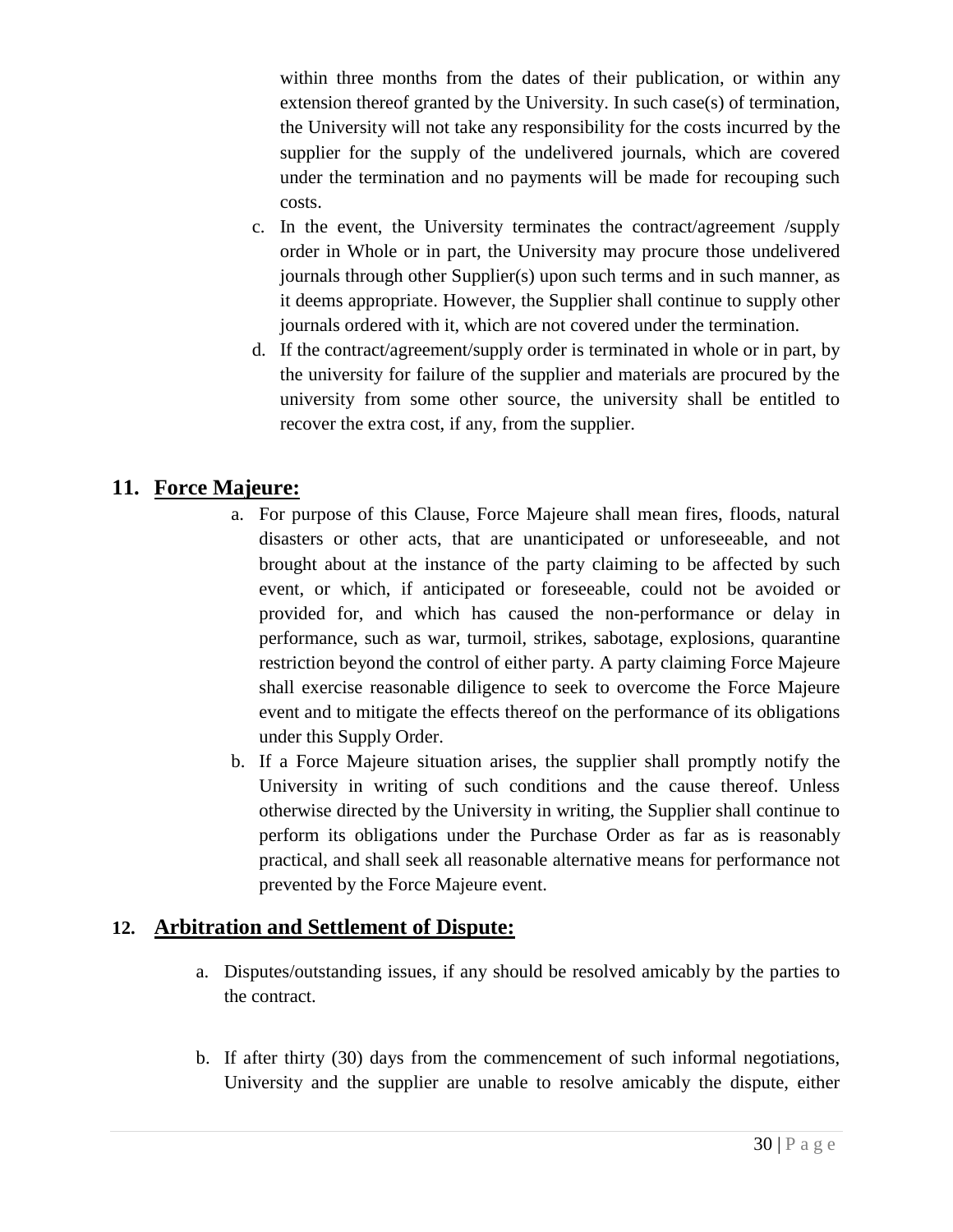within three months from the dates of their publication, or within any extension thereof granted by the University. In such case(s) of termination, the University will not take any responsibility for the costs incurred by the supplier for the supply of the undelivered journals, which are covered under the termination and no payments will be made for recouping such costs.

c. In the event, the University terminates the contract/agreement /supply order in Whole or in part, the University may procure those undelivered journals through other Supplier(s) upon such terms and in such manner, as it deems appropriate. However, the Supplier shall continue to supply other journals ordered with it, which are not covered under the termination.

d. If the contract/agreement/supply order is terminated in whole or in part, by the university for failure of the supplier and materials are procured by the university from some other source, the university shall be entitled to recover the extra cost, if any, from the supplier.

## 11. Force Majeure:

a. For purpose of this Clause, Force Majeure shall mean fires, floods, natural disasters or other acts, that are unanticipated or unforeseeable, and not brought about at the instance of the party claiming to be affected by such event, or which, if anticipated or foreseeable, could not be avoided or provided for, and which has caused the non-performance or delay in performance, such as war, turmoil, strikes, sabotage, explosions, quarantine restriction beyond the control of either party. A party claiming Force Majeure shall exercise reasonable diligence to seek to overcome the Force Majeure event and to mitigate the effects thereof on the performance of its obligations under this Supply Order.

b. If a Force Majeure situation arises, the supplier shall promptly notify the University in writing of such conditions and the cause thereof. Unless otherwise directed by the University in writing, the Supplier shall continue to perform its obligations under the Purchase Order as far as is reasonably practical, and shall seek all reasonable alternative means for performance not prevented by the Force Majeure event.

## 12. Arbitration and Settlement of Dispute:

a. Disputes/outstanding issues, if any should be resolved amicably by the parties to the contract.

b. If after thirty (30) days from the commencement of such informal negotiations, University and the supplier are unable to resolve amicably the dispute, either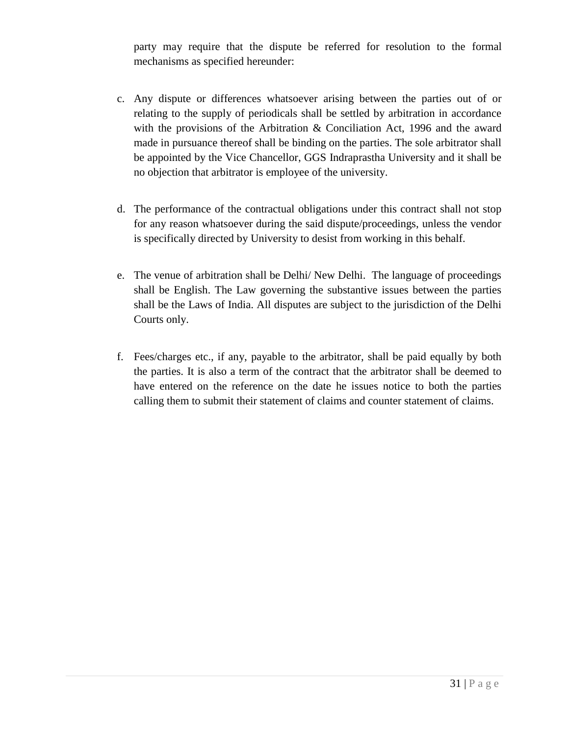party may require that the dispute be referred for resolution to the formal mechanisms as specified hereunder:

c. Any dispute or differences whatsoever arising between the parties out of or relating to the supply of periodicals shall be settled by arbitration in accordance with the provisions of the Arbitration & Conciliation Act, 1996 and the award made in pursuance thereof shall be binding on the parties. The sole arbitrator shall be appointed by the Vice Chancellor, GGS Indraprastha University and it shall be no objection that arbitrator is employee of the university.

d. The performance of the contractual obligations under this contract shall not stop for any reason whatsoever during the said dispute/proceedings, unless the vendor is specifically directed by University to desist from working in this behalf.

e. The venue of arbitration shall be Delhi/ New Delhi. The language of proceedings shall be English. The Law governing the substantive issues between the parties shall be the Laws of India. All disputes are subject to the jurisdiction of the Delhi Courts only.

f. Fees/charges etc., if any, payable to the arbitrator, shall be paid equally by both the parties. It is also a term of the contract that the arbitrator shall be deemed to have entered on the reference on the date he issues notice to both the parties calling them to submit their statement of claims and counter statement of claims.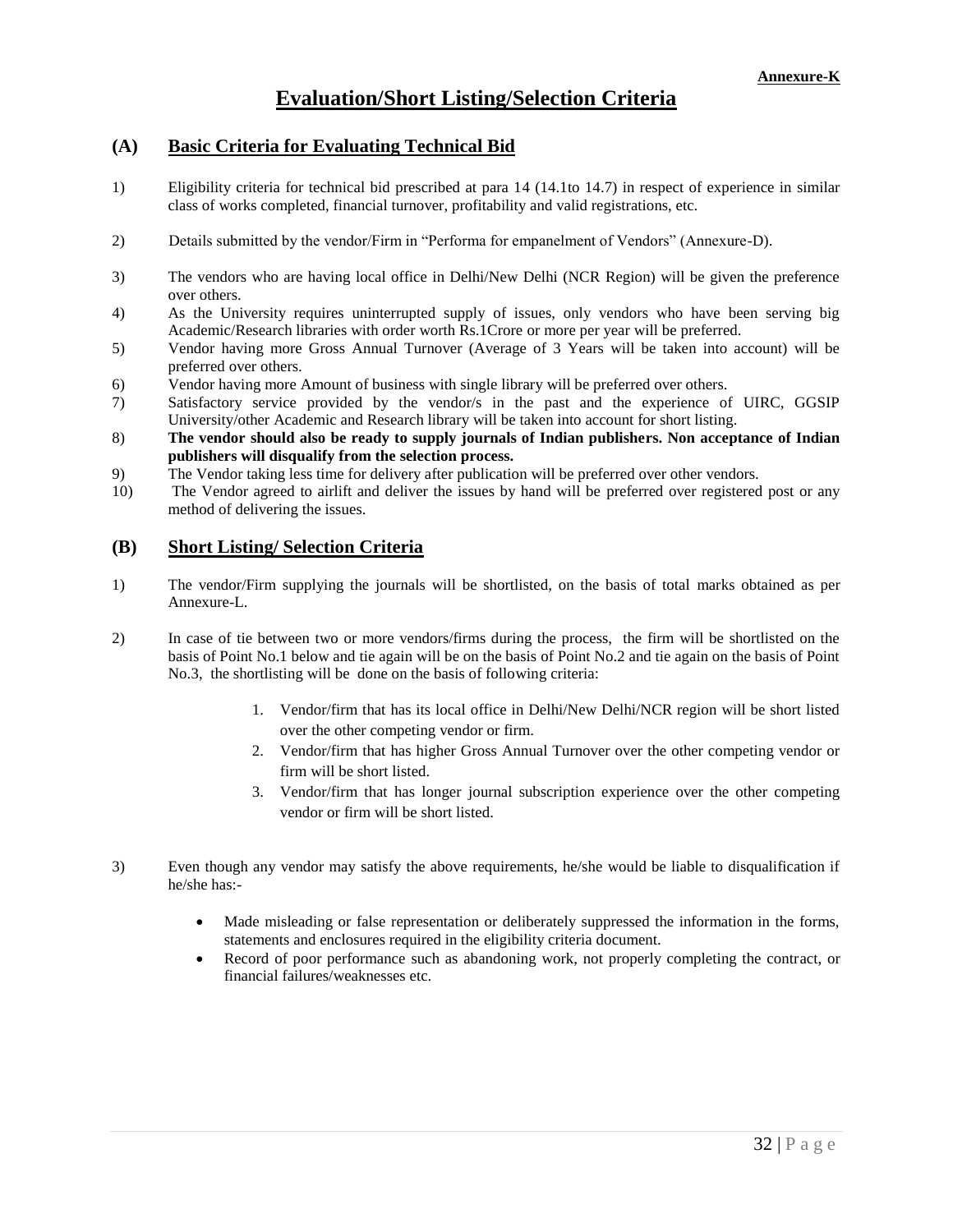**Annexure-K**

# Evaluation/Short Listing/Selection Criteria

## (A) Basic Criteria for Evaluating Technical Bid

1) Eligibility criteria for technical bid prescribed at para 14 (14.1to 14.7) in respect of experience in similar class of works completed, financial turnover, profitability and valid registrations, etc.

2) Details submitted by the vendor/Firm in "Performa for empanelment of Vendors" (Annexure-D).

3) The vendors who are having local office in Delhi/New Delhi (NCR Region) will be given the preference over others.

4) As the University requires uninterrupted supply of issues, only vendors who have been serving big Academic/Research libraries with order worth Rs.1Crore or more per year will be preferred.

5) Vendor having more Gross Annual Turnover (Average of 3 Years will be taken into account) will be preferred over others.

6) Vendor having more Amount of business with single library will be preferred over others.

7) Satisfactory service provided by the vendor/s in the past and the experience of UIRC, GGSIP University/other Academic and Research library will be taken into account for short listing.

8) **The vendor should also be ready to supply journals of Indian publishers. Non acceptance of Indian publishers will disqualify from the selection process.**

9) The Vendor taking less time for delivery after publication will be preferred over other vendors.

10) The Vendor agreed to airlift and deliver the issues by hand will be preferred over registered post or any method of delivering the issues.

## (B) Short Listing/ Selection Criteria

1) The vendor/Firm supplying the journals will be shortlisted, on the basis of total marks obtained as per Annexure-L.

2) In case of tie between two or more vendors/firms during the process, the firm will be shortlisted on the basis of Point No.1 below and tie again will be on the basis of Point No.2 and tie again on the basis of Point No.3, the shortlisting will be done on the basis of following criteria:

   1. Vendor/firm that has its local office in Delhi/New Delhi/NCR region will be short listed over the other competing vendor or firm.
   2. Vendor/firm that has higher Gross Annual Turnover over the other competing vendor or firm will be short listed.
   3. Vendor/firm that has longer journal subscription experience over the other competing vendor or firm will be short listed.

3) Even though any vendor may satisfy the above requirements, he/she would be liable to disqualification if he/she has:-

   - Made misleading or false representation or deliberately suppressed the information in the forms, statements and enclosures required in the eligibility criteria document.
   - Record of poor performance such as abandoning work, not properly completing the contract, or financial failures/weaknesses etc.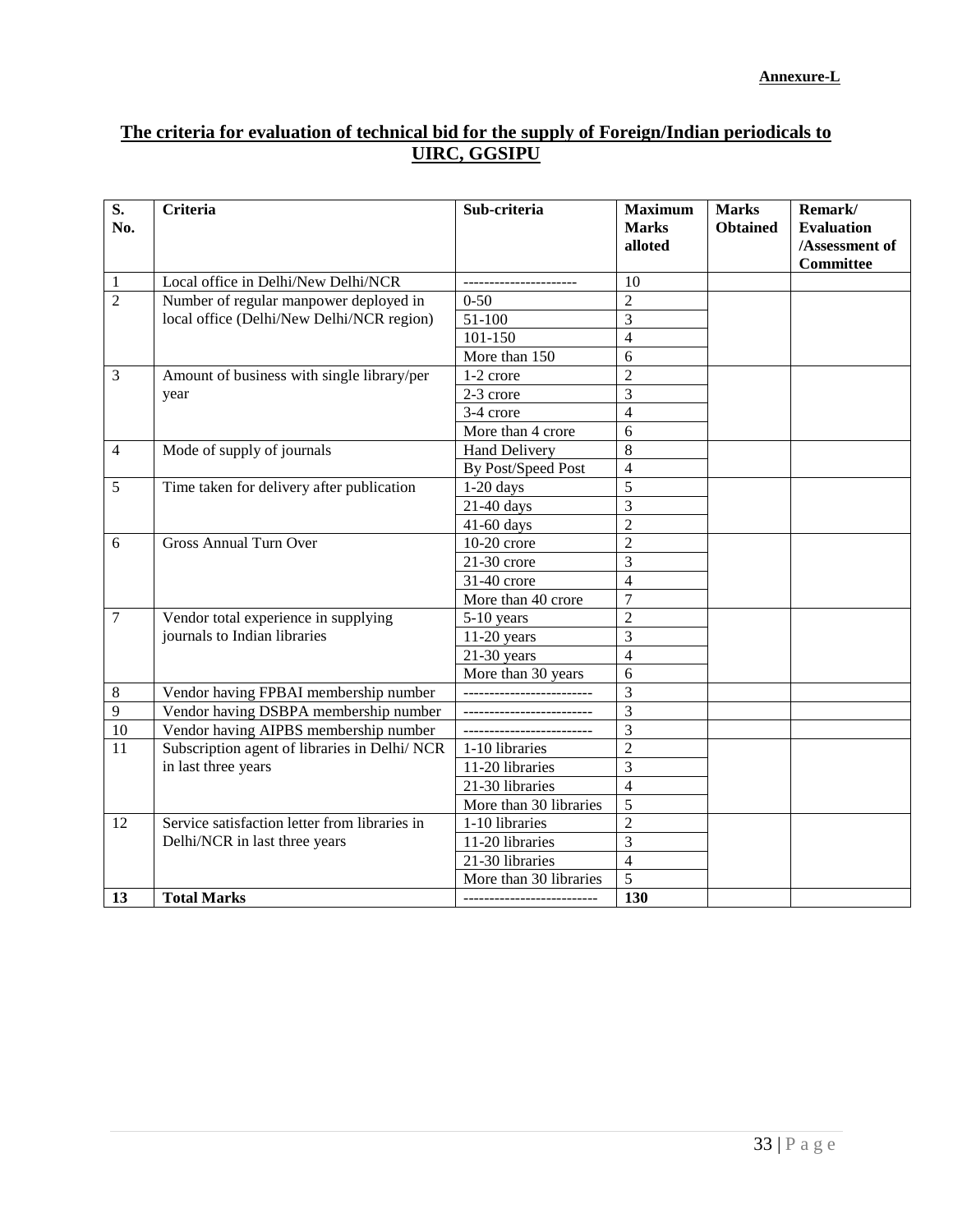**Annexure-L**

## The criteria for evaluation of technical bid for the supply of Foreign/Indian periodicals to UIRC, GGSIPU

| S. No. | Criteria | Sub-criteria | Maximum Marks alloted | Marks Obtained | Remark/ Evaluation /Assessment of Committee |
|---|---|---|---|---|---|
| 1 | Local office in Delhi/New Delhi/NCR | ---------------------- | 10 | | |
| 2 | Number of regular manpower deployed in local office (Delhi/New Delhi/NCR region) | 0-50 | 2 | | |
| | | 51-100 | 3 | | |
| | | 101-150 | 4 | | |
| | | More than 150 | 6 | | |
| 3 | Amount of business with single library/per year | 1-2 crore | 2 | | |
| | | 2-3 crore | 3 | | |
| | | 3-4 crore | 4 | | |
| | | More than 4 crore | 6 | | |
| 4 | Mode of supply of journals | Hand Delivery | 8 | | |
| | | By Post/Speed Post | 4 | | |
| 5 | Time taken for delivery after publication | 1-20 days | 5 | | |
| | | 21-40 days | 3 | | |
| | | 41-60 days | 2 | | |
| 6 | Gross Annual Turn Over | 10-20 crore | 2 | | |
| | | 21-30 crore | 3 | | |
| | | 31-40 crore | 4 | | |
| | | More than 40 crore | 7 | | |
| 7 | Vendor total experience in supplying journals to Indian libraries | 5-10 years | 2 | | |
| | | 11-20 years | 3 | | |
| | | 21-30 years | 4 | | |
| | | More than 30 years | 6 | | |
| 8 | Vendor having FPBAI membership number | ------------------------- | 3 | | |
| 9 | Vendor having DSBPA membership number | ------------------------- | 3 | | |
| 10 | Vendor having AIPBS membership number | ------------------------- | 3 | | |
| 11 | Subscription agent of libraries in Delhi/ NCR in last three years | 1-10 libraries | 2 | | |
| | | 11-20 libraries | 3 | | |
| | | 21-30 libraries | 4 | | |
| | | More than 30 libraries | 5 | | |
| 12 | Service satisfaction letter from libraries in Delhi/NCR in last three years | 1-10 libraries | 2 | | |
| | | 11-20 libraries | 3 | | |
| | | 21-30 libraries | 4 | | |
| | | More than 30 libraries | 5 | | |
| **13** | **Total Marks** | ------------------------- | **130** | | |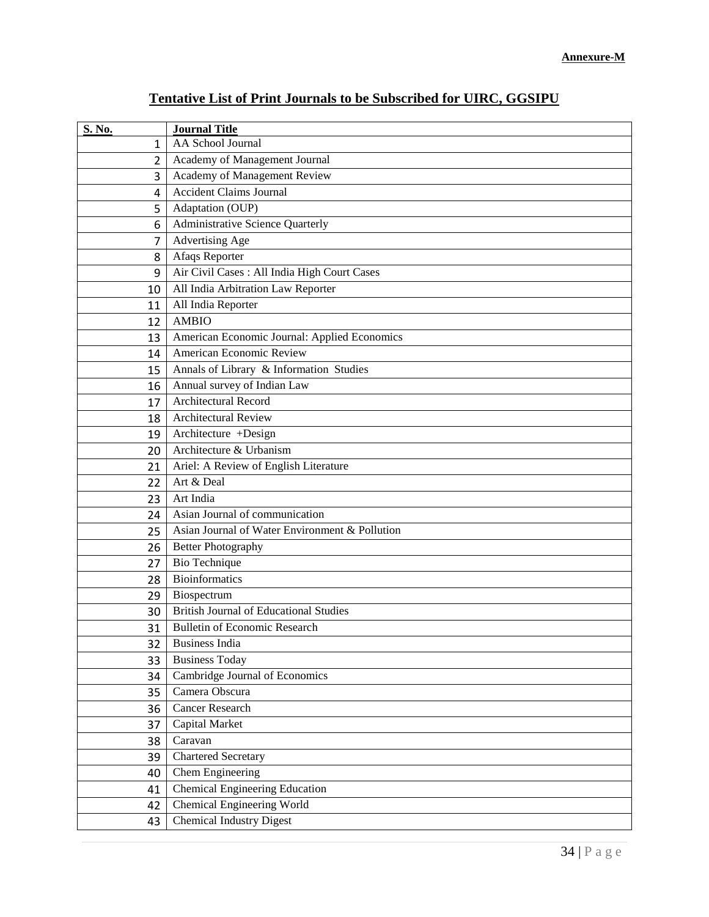**Annexure-M**

## Tentative List of Print Journals to be Subscribed for UIRC, GGSIPU

| S. No. | Journal Title |
|---|---|
| 1 | AA School Journal |
| 2 | Academy of Management Journal |
| 3 | Academy of Management Review |
| 4 | Accident Claims Journal |
| 5 | Adaptation (OUP) |
| 6 | Administrative Science Quarterly |
| 7 | Advertising Age |
| 8 | Afaqs Reporter |
| 9 | Air Civil Cases : All India High Court Cases |
| 10 | All India Arbitration Law Reporter |
| 11 | All India Reporter |
| 12 | AMBIO |
| 13 | American Economic Journal: Applied Economics |
| 14 | American Economic Review |
| 15 | Annals of Library & Information Studies |
| 16 | Annual survey of Indian Law |
| 17 | Architectural Record |
| 18 | Architectural Review |
| 19 | Architecture +Design |
| 20 | Architecture & Urbanism |
| 21 | Ariel: A Review of English Literature |
| 22 | Art & Deal |
| 23 | Art India |
| 24 | Asian Journal of communication |
| 25 | Asian Journal of Water Environment & Pollution |
| 26 | Better Photography |
| 27 | Bio Technique |
| 28 | Bioinformatics |
| 29 | Biospectrum |
| 30 | British Journal of Educational Studies |
| 31 | Bulletin of Economic Research |
| 32 | Business India |
| 33 | Business Today |
| 34 | Cambridge Journal of Economics |
| 35 | Camera Obscura |
| 36 | Cancer Research |
| 37 | Capital Market |
| 38 | Caravan |
| 39 | Chartered Secretary |
| 40 | Chem Engineering |
| 41 | Chemical Engineering Education |
| 42 | Chemical Engineering World |
| 43 | Chemical Industry Digest |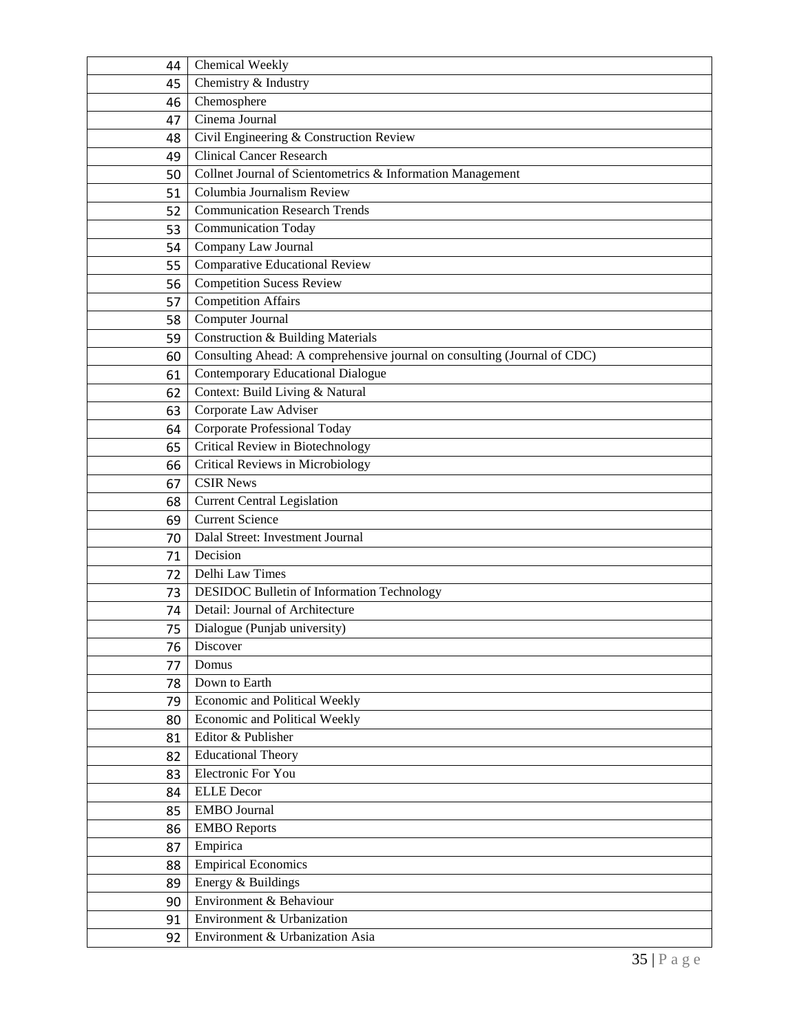| | |
|---|---|
| 44 | Chemical Weekly |
| 45 | Chemistry & Industry |
| 46 | Chemosphere |
| 47 | Cinema Journal |
| 48 | Civil Engineering & Construction Review |
| 49 | Clinical Cancer Research |
| 50 | Collnet Journal of Scientometrics & Information Management |
| 51 | Columbia Journalism Review |
| 52 | Communication Research Trends |
| 53 | Communication Today |
| 54 | Company Law Journal |
| 55 | Comparative Educational Review |
| 56 | Competition Sucess Review |
| 57 | Competition Affairs |
| 58 | Computer Journal |
| 59 | Construction & Building Materials |
| 60 | Consulting Ahead: A comprehensive journal on consulting (Journal of CDC) |
| 61 | Contemporary Educational Dialogue |
| 62 | Context: Build Living & Natural |
| 63 | Corporate Law Adviser |
| 64 | Corporate Professional Today |
| 65 | Critical Review in Biotechnology |
| 66 | Critical Reviews in Microbiology |
| 67 | CSIR News |
| 68 | Current Central Legislation |
| 69 | Current Science |
| 70 | Dalal Street: Investment Journal |
| 71 | Decision |
| 72 | Delhi Law Times |
| 73 | DESIDOC Bulletin of Information Technology |
| 74 | Detail: Journal of Architecture |
| 75 | Dialogue (Punjab university) |
| 76 | Discover |
| 77 | Domus |
| 78 | Down to Earth |
| 79 | Economic and Political Weekly |
| 80 | Economic and Political Weekly |
| 81 | Editor & Publisher |
| 82 | Educational Theory |
| 83 | Electronic For You |
| 84 | ELLE Decor |
| 85 | EMBO Journal |
| 86 | EMBO Reports |
| 87 | Empirica |
| 88 | Empirical Economics |
| 89 | Energy & Buildings |
| 90 | Environment & Behaviour |
| 91 | Environment & Urbanization |
| 92 | Environment & Urbanization Asia |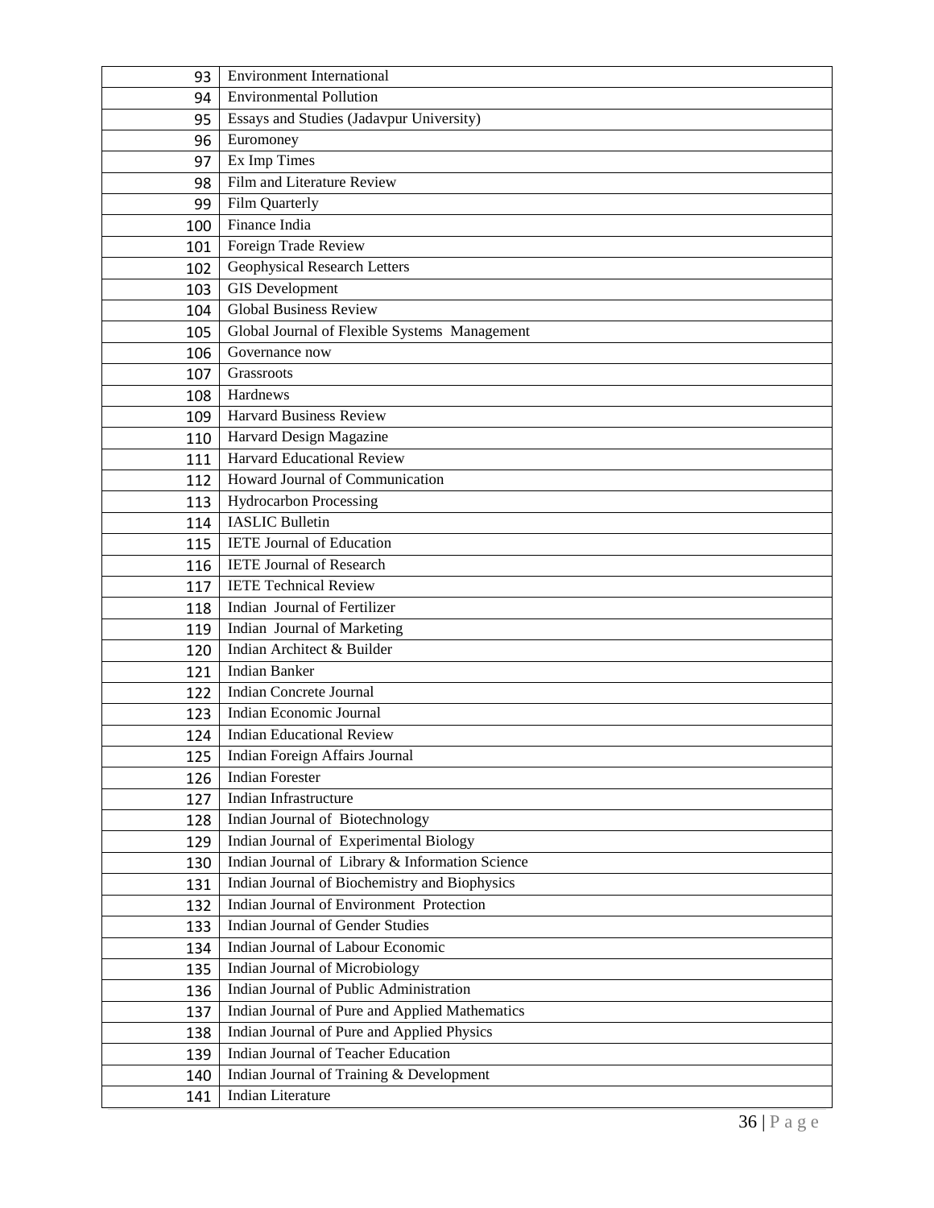| | |
|---|---|
| 93 | Environment International |
| 94 | Environmental Pollution |
| 95 | Essays and Studies (Jadavpur University) |
| 96 | Euromoney |
| 97 | Ex Imp Times |
| 98 | Film and Literature Review |
| 99 | Film Quarterly |
| 100 | Finance India |
| 101 | Foreign Trade Review |
| 102 | Geophysical Research Letters |
| 103 | GIS Development |
| 104 | Global Business Review |
| 105 | Global Journal of Flexible Systems Management |
| 106 | Governance now |
| 107 | Grassroots |
| 108 | Hardnews |
| 109 | Harvard Business Review |
| 110 | Harvard Design Magazine |
| 111 | Harvard Educational Review |
| 112 | Howard Journal of Communication |
| 113 | Hydrocarbon Processing |
| 114 | IASLIC Bulletin |
| 115 | IETE Journal of Education |
| 116 | IETE Journal of Research |
| 117 | IETE Technical Review |
| 118 | Indian Journal of Fertilizer |
| 119 | Indian Journal of Marketing |
| 120 | Indian Architect & Builder |
| 121 | Indian Banker |
| 122 | Indian Concrete Journal |
| 123 | Indian Economic Journal |
| 124 | Indian Educational Review |
| 125 | Indian Foreign Affairs Journal |
| 126 | Indian Forester |
| 127 | Indian Infrastructure |
| 128 | Indian Journal of Biotechnology |
| 129 | Indian Journal of Experimental Biology |
| 130 | Indian Journal of Library & Information Science |
| 131 | Indian Journal of Biochemistry and Biophysics |
| 132 | Indian Journal of Environment Protection |
| 133 | Indian Journal of Gender Studies |
| 134 | Indian Journal of Labour Economic |
| 135 | Indian Journal of Microbiology |
| 136 | Indian Journal of Public Administration |
| 137 | Indian Journal of Pure and Applied Mathematics |
| 138 | Indian Journal of Pure and Applied Physics |
| 139 | Indian Journal of Teacher Education |
| 140 | Indian Journal of Training & Development |
| 141 | Indian Literature |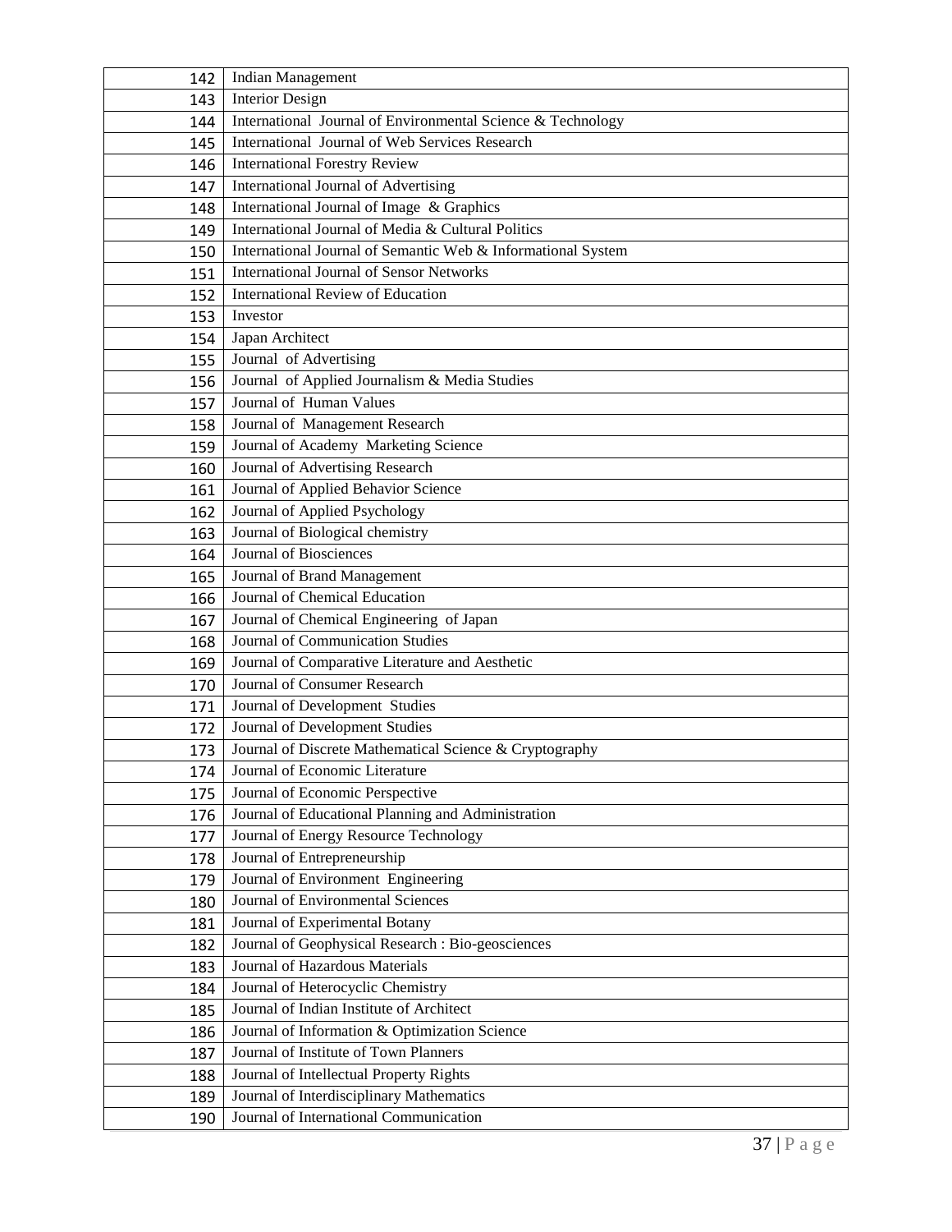| 142 | Indian Management |
|---|---|
| 143 | Interior Design |
| 144 | International Journal of Environmental Science & Technology |
| 145 | International Journal of Web Services Research |
| 146 | International Forestry Review |
| 147 | International Journal of Advertising |
| 148 | International Journal of Image & Graphics |
| 149 | International Journal of Media & Cultural Politics |
| 150 | International Journal of Semantic Web & Informational System |
| 151 | International Journal of Sensor Networks |
| 152 | International Review of Education |
| 153 | Investor |
| 154 | Japan Architect |
| 155 | Journal of Advertising |
| 156 | Journal of Applied Journalism & Media Studies |
| 157 | Journal of Human Values |
| 158 | Journal of Management Research |
| 159 | Journal of Academy Marketing Science |
| 160 | Journal of Advertising Research |
| 161 | Journal of Applied Behavior Science |
| 162 | Journal of Applied Psychology |
| 163 | Journal of Biological chemistry |
| 164 | Journal of Biosciences |
| 165 | Journal of Brand Management |
| 166 | Journal of Chemical Education |
| 167 | Journal of Chemical Engineering of Japan |
| 168 | Journal of Communication Studies |
| 169 | Journal of Comparative Literature and Aesthetic |
| 170 | Journal of Consumer Research |
| 171 | Journal of Development Studies |
| 172 | Journal of Development Studies |
| 173 | Journal of Discrete Mathematical Science & Cryptography |
| 174 | Journal of Economic Literature |
| 175 | Journal of Economic Perspective |
| 176 | Journal of Educational Planning and Administration |
| 177 | Journal of Energy Resource Technology |
| 178 | Journal of Entrepreneurship |
| 179 | Journal of Environment Engineering |
| 180 | Journal of Environmental Sciences |
| 181 | Journal of Experimental Botany |
| 182 | Journal of Geophysical Research : Bio-geosciences |
| 183 | Journal of Hazardous Materials |
| 184 | Journal of Heterocyclic Chemistry |
| 185 | Journal of Indian Institute of Architect |
| 186 | Journal of Information & Optimization Science |
| 187 | Journal of Institute of Town Planners |
| 188 | Journal of Intellectual Property Rights |
| 189 | Journal of Interdisciplinary Mathematics |
| 190 | Journal of International Communication |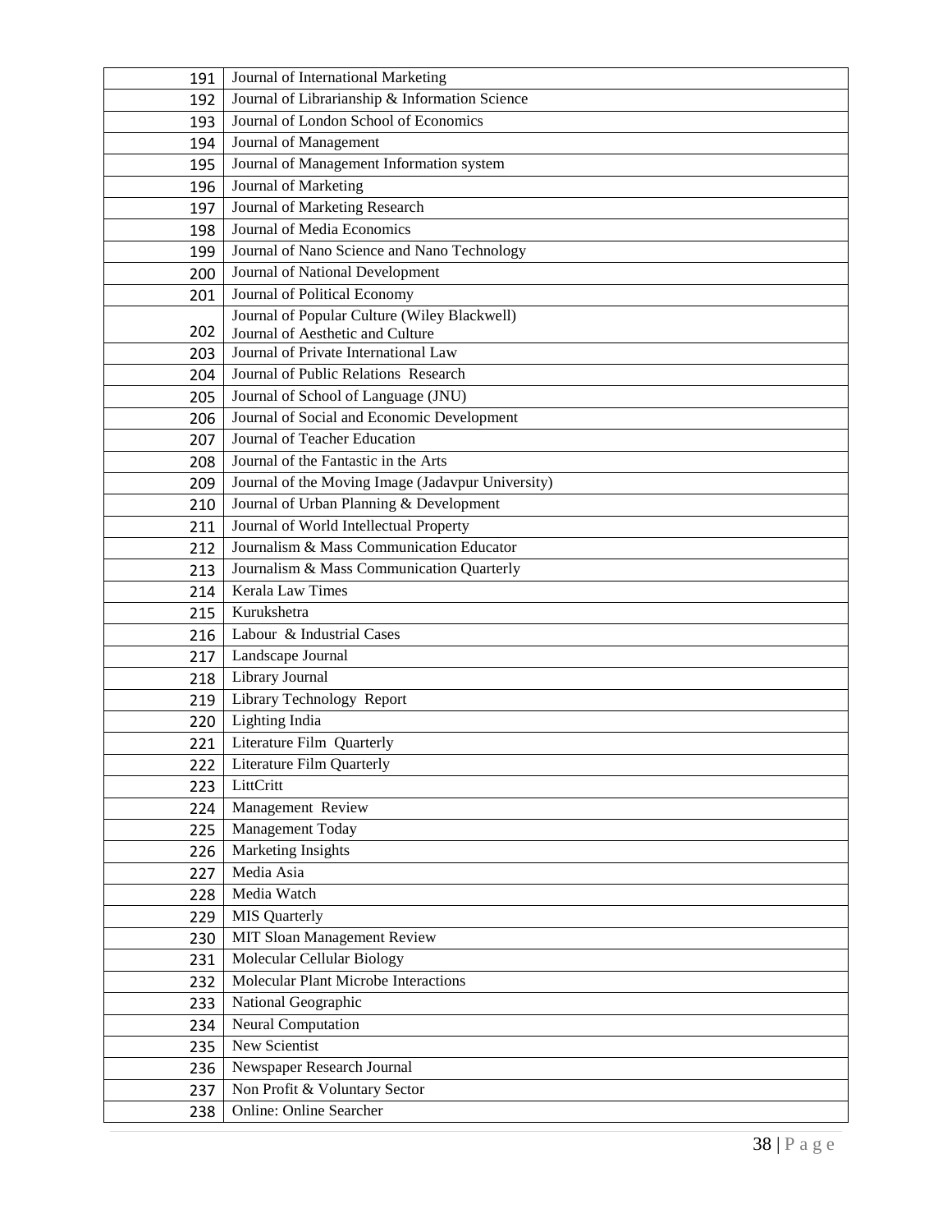| | |
|---|---|
| 191 | Journal of International Marketing |
| 192 | Journal of Librarianship & Information Science |
| 193 | Journal of London School of Economics |
| 194 | Journal of Management |
| 195 | Journal of Management Information system |
| 196 | Journal of Marketing |
| 197 | Journal of Marketing Research |
| 198 | Journal of Media Economics |
| 199 | Journal of Nano Science and Nano Technology |
| 200 | Journal of National Development |
| 201 | Journal of Political Economy |
| 202 | Journal of Popular Culture (Wiley Blackwell) Journal of Aesthetic and Culture |
| 203 | Journal of Private International Law |
| 204 | Journal of Public Relations Research |
| 205 | Journal of School of Language (JNU) |
| 206 | Journal of Social and Economic Development |
| 207 | Journal of Teacher Education |
| 208 | Journal of the Fantastic in the Arts |
| 209 | Journal of the Moving Image (Jadavpur University) |
| 210 | Journal of Urban Planning & Development |
| 211 | Journal of World Intellectual Property |
| 212 | Journalism & Mass Communication Educator |
| 213 | Journalism & Mass Communication Quarterly |
| 214 | Kerala Law Times |
| 215 | Kurukshetra |
| 216 | Labour & Industrial Cases |
| 217 | Landscape Journal |
| 218 | Library Journal |
| 219 | Library Technology Report |
| 220 | Lighting India |
| 221 | Literature Film Quarterly |
| 222 | Literature Film Quarterly |
| 223 | LittCritt |
| 224 | Management Review |
| 225 | Management Today |
| 226 | Marketing Insights |
| 227 | Media Asia |
| 228 | Media Watch |
| 229 | MIS Quarterly |
| 230 | MIT Sloan Management Review |
| 231 | Molecular Cellular Biology |
| 232 | Molecular Plant Microbe Interactions |
| 233 | National Geographic |
| 234 | Neural Computation |
| 235 | New Scientist |
| 236 | Newspaper Research Journal |
| 237 | Non Profit & Voluntary Sector |
| 238 | Online: Online Searcher |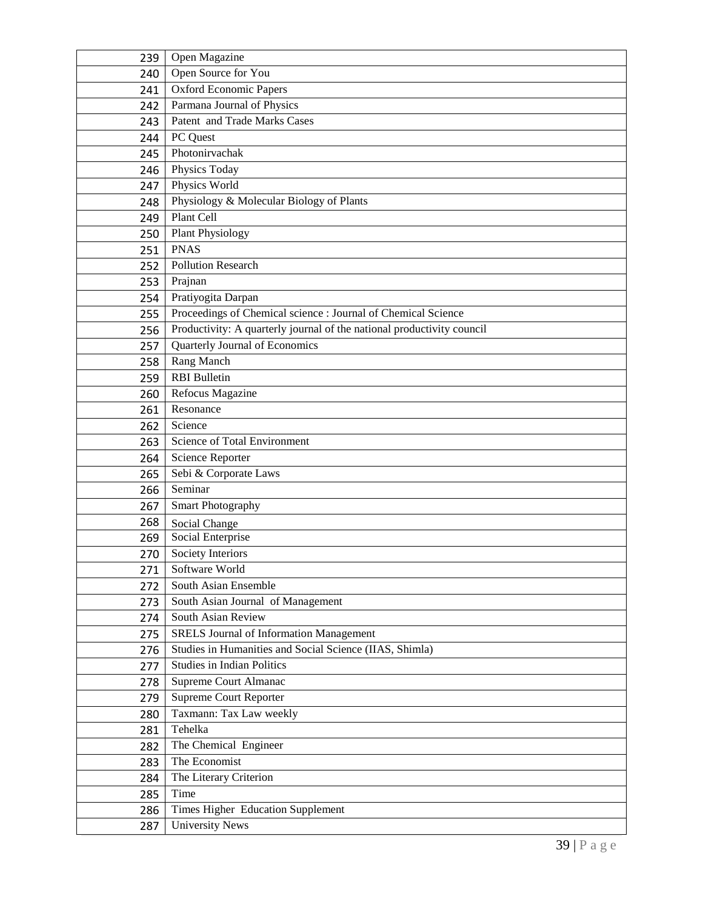| | |
|---|---|
| 239 | Open Magazine |
| 240 | Open Source for You |
| 241 | Oxford Economic Papers |
| 242 | Parmana Journal of Physics |
| 243 | Patent and Trade Marks Cases |
| 244 | PC Quest |
| 245 | Photonirvachak |
| 246 | Physics Today |
| 247 | Physics World |
| 248 | Physiology & Molecular Biology of Plants |
| 249 | Plant Cell |
| 250 | Plant Physiology |
| 251 | PNAS |
| 252 | Pollution Research |
| 253 | Prajnan |
| 254 | Pratiyogita Darpan |
| 255 | Proceedings of Chemical science : Journal of Chemical Science |
| 256 | Productivity: A quarterly journal of the national productivity council |
| 257 | Quarterly Journal of Economics |
| 258 | Rang Manch |
| 259 | RBI Bulletin |
| 260 | Refocus Magazine |
| 261 | Resonance |
| 262 | Science |
| 263 | Science of Total Environment |
| 264 | Science Reporter |
| 265 | Sebi & Corporate Laws |
| 266 | Seminar |
| 267 | Smart Photography |
| 268 | Social Change |
| 269 | Social Enterprise |
| 270 | Society Interiors |
| 271 | Software World |
| 272 | South Asian Ensemble |
| 273 | South Asian Journal of Management |
| 274 | South Asian Review |
| 275 | SRELS Journal of Information Management |
| 276 | Studies in Humanities and Social Science (IIAS, Shimla) |
| 277 | Studies in Indian Politics |
| 278 | Supreme Court Almanac |
| 279 | Supreme Court Reporter |
| 280 | Taxmann: Tax Law weekly |
| 281 | Tehelka |
| 282 | The Chemical Engineer |
| 283 | The Economist |
| 284 | The Literary Criterion |
| 285 | Time |
| 286 | Times Higher Education Supplement |
| 287 | University News |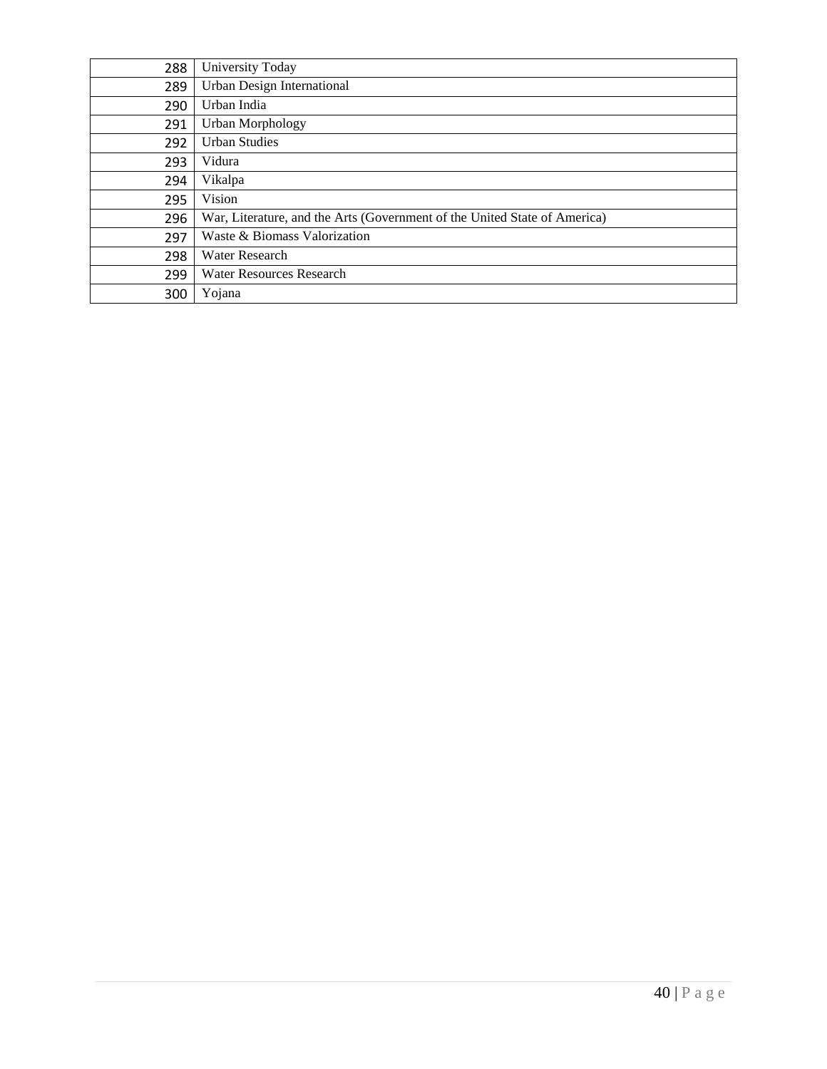| | |
|---|---|
| 288 | University Today |
| 289 | Urban Design International |
| 290 | Urban India |
| 291 | Urban Morphology |
| 292 | Urban Studies |
| 293 | Vidura |
| 294 | Vikalpa |
| 295 | Vision |
| 296 | War, Literature, and the Arts (Government of the United State of America) |
| 297 | Waste & Biomass Valorization |
| 298 | Water Research |
| 299 | Water Resources Research |
| 300 | Yojana |